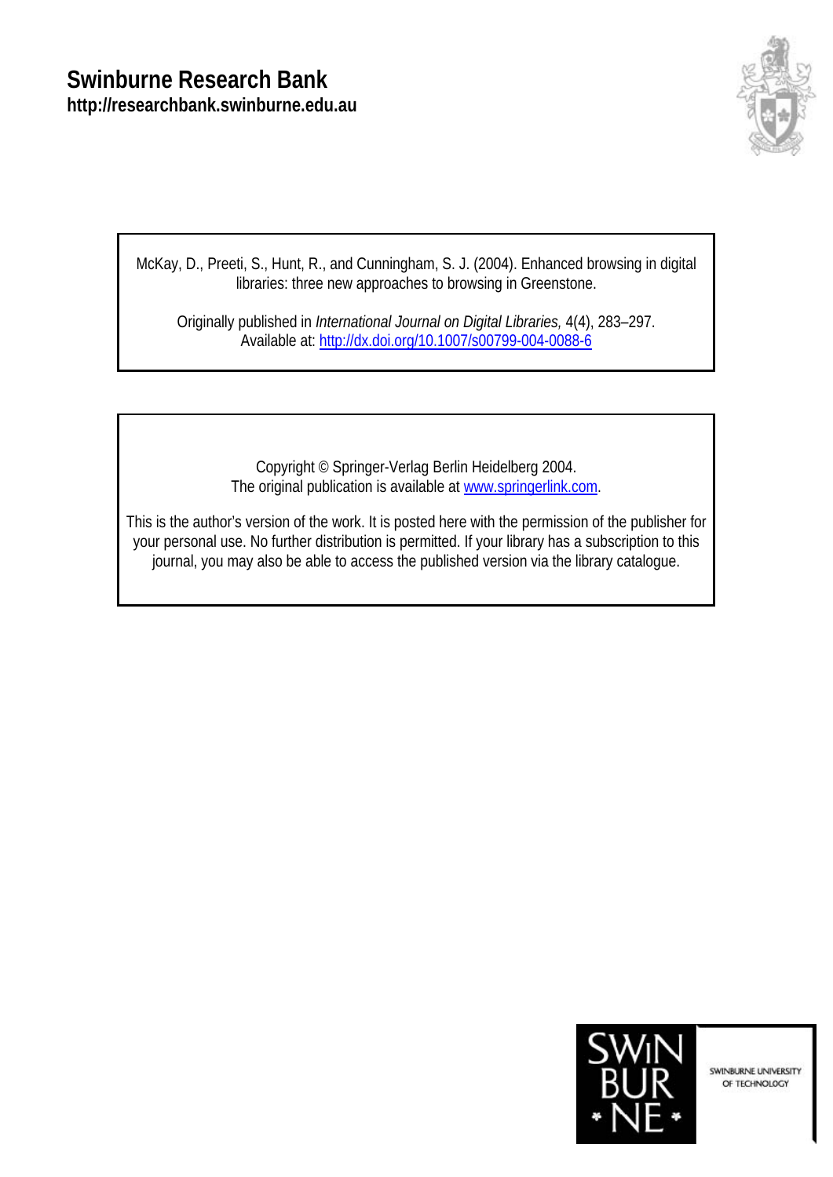# Swinburne Research Bank
**http://researchbank.swinburne.edu.au**

McKay, D., Preeti, S., Hunt, R., and Cunningham, S. J. (2004). Enhanced browsing in digital libraries: three new approaches to browsing in Greenstone.

Originally published in *International Journal on Digital Libraries,* 4(4), 283–297.
Available at: [http://dx.doi.org/10.1007/s00799-004-0088-6](http://dx.doi.org/10.1007/s00799-004-0088-6)

Copyright © Springer-Verlag Berlin Heidelberg 2004.
The original publication is available at [www.springerlink.com](http://www.springerlink.com).

This is the author's version of the work. It is posted here with the permission of the publisher for your personal use. No further distribution is permitted. If your library has a subscription to this journal, you may also be able to access the published version via the library catalogue.

SWINBURNE UNIVERSITY OF TECHNOLOGY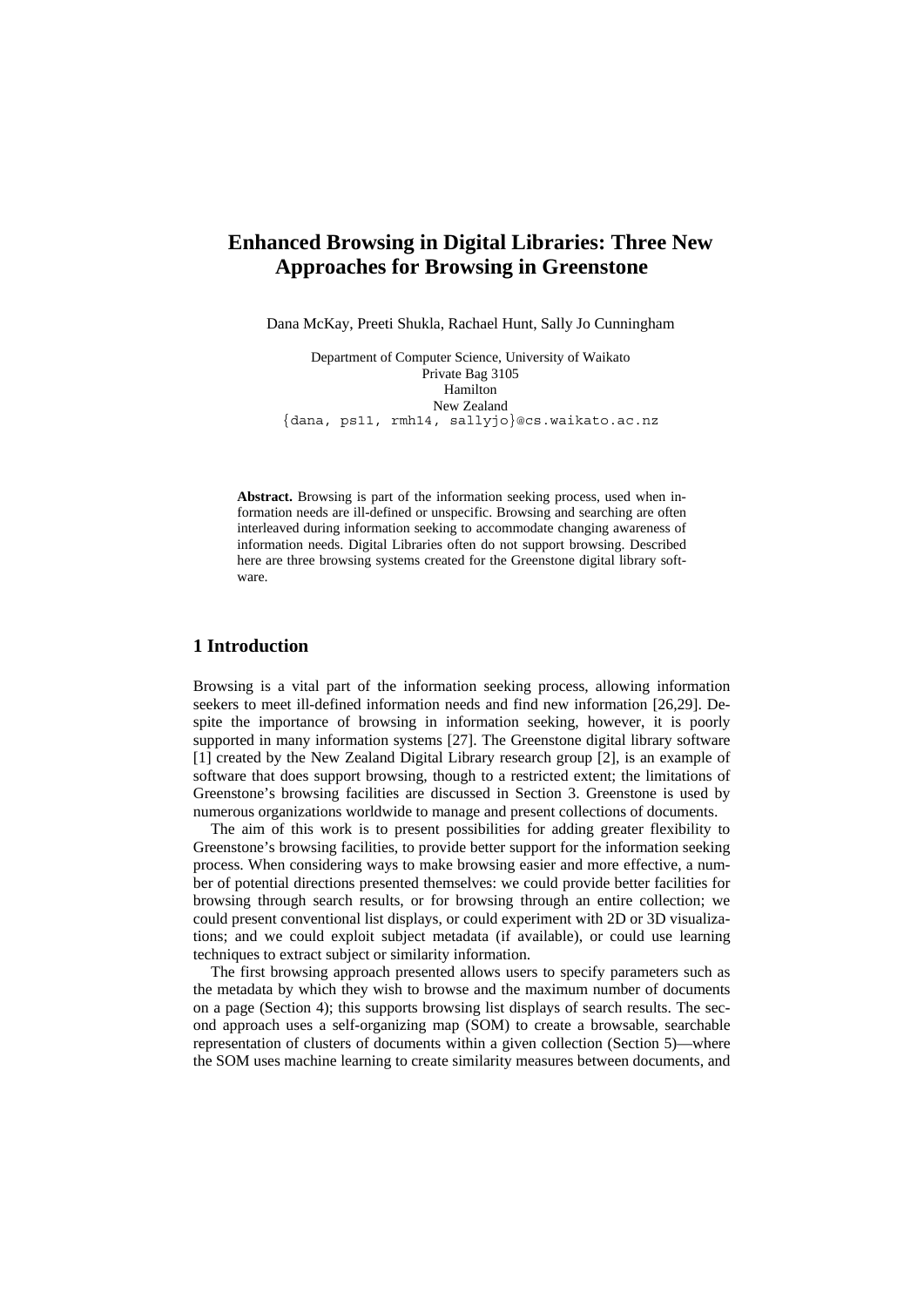# Enhanced Browsing in Digital Libraries: Three New Approaches for Browsing in Greenstone

Dana McKay, Preeti Shukla, Rachael Hunt, Sally Jo Cunningham

Department of Computer Science, University of Waikato
Private Bag 3105
Hamilton
New Zealand
{dana, ps11, rmh14, sallyjo}@cs.waikato.ac.nz

**Abstract.** Browsing is part of the information seeking process, used when information needs are ill-defined or unspecific. Browsing and searching are often interleaved during information seeking to accommodate changing awareness of information needs. Digital Libraries often do not support browsing. Described here are three browsing systems created for the Greenstone digital library software.

## 1 Introduction

Browsing is a vital part of the information seeking process, allowing information seekers to meet ill-defined information needs and find new information [26,29]. Despite the importance of browsing in information seeking, however, it is poorly supported in many information systems [27]. The Greenstone digital library software [1] created by the New Zealand Digital Library research group [2], is an example of software that does support browsing, though to a restricted extent; the limitations of Greenstone's browsing facilities are discussed in Section 3. Greenstone is used by numerous organizations worldwide to manage and present collections of documents.

The aim of this work is to present possibilities for adding greater flexibility to Greenstone's browsing facilities, to provide better support for the information seeking process. When considering ways to make browsing easier and more effective, a number of potential directions presented themselves: we could provide better facilities for browsing through search results, or for browsing through an entire collection; we could present conventional list displays, or could experiment with 2D or 3D visualizations; and we could exploit subject metadata (if available), or could use learning techniques to extract subject or similarity information.

The first browsing approach presented allows users to specify parameters such as the metadata by which they wish to browse and the maximum number of documents on a page (Section 4); this supports browsing list displays of search results. The second approach uses a self-organizing map (SOM) to create a browsable, searchable representation of clusters of documents within a given collection (Section 5)—where the SOM uses machine learning to create similarity measures between documents, and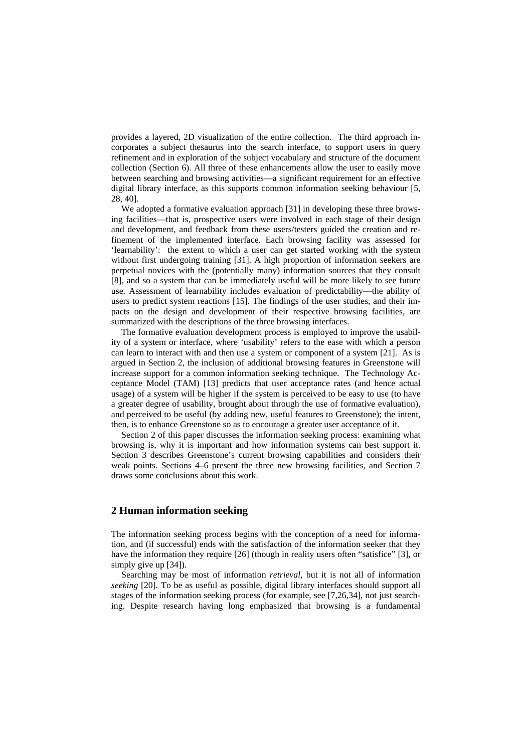provides a layered, 2D visualization of the entire collection. The third approach incorporates a subject thesaurus into the search interface, to support users in query refinement and in exploration of the subject vocabulary and structure of the document collection (Section 6). All three of these enhancements allow the user to easily move between searching and browsing activities—a significant requirement for an effective digital library interface, as this supports common information seeking behaviour [5, 28, 40].

We adopted a formative evaluation approach [31] in developing these three browsing facilities—that is, prospective users were involved in each stage of their design and development, and feedback from these users/testers guided the creation and refinement of the implemented interface. Each browsing facility was assessed for 'learnability': the extent to which a user can get started working with the system without first undergoing training [31]. A high proportion of information seekers are perpetual novices with the (potentially many) information sources that they consult [8], and so a system that can be immediately useful will be more likely to see future use. Assessment of learnability includes evaluation of predictability—the ability of users to predict system reactions [15]. The findings of the user studies, and their impacts on the design and development of their respective browsing facilities, are summarized with the descriptions of the three browsing interfaces.

The formative evaluation development process is employed to improve the usability of a system or interface, where 'usability' refers to the ease with which a person can learn to interact with and then use a system or component of a system [21]. As is argued in Section 2, the inclusion of additional browsing features in Greenstone will increase support for a common information seeking technique. The Technology Acceptance Model (TAM) [13] predicts that user acceptance rates (and hence actual usage) of a system will be higher if the system is perceived to be easy to use (to have a greater degree of usability, brought about through the use of formative evaluation), and perceived to be useful (by adding new, useful features to Greenstone); the intent, then, is to enhance Greenstone so as to encourage a greater user acceptance of it.

Section 2 of this paper discusses the information seeking process: examining what browsing is, why it is important and how information systems can best support it. Section 3 describes Greenstone's current browsing capabilities and considers their weak points. Sections 4–6 present the three new browsing facilities, and Section 7 draws some conclusions about this work.

## 2 Human information seeking

The information seeking process begins with the conception of a need for information, and (if successful) ends with the satisfaction of the information seeker that they have the information they require [26] (though in reality users often "satisfice" [3], or simply give up [34]).

Searching may be most of information *retrieval*, but it is not all of information *seeking* [20]. To be as useful as possible, digital library interfaces should support all stages of the information seeking process (for example, see [7,26,34], not just searching. Despite research having long emphasized that browsing is a fundamental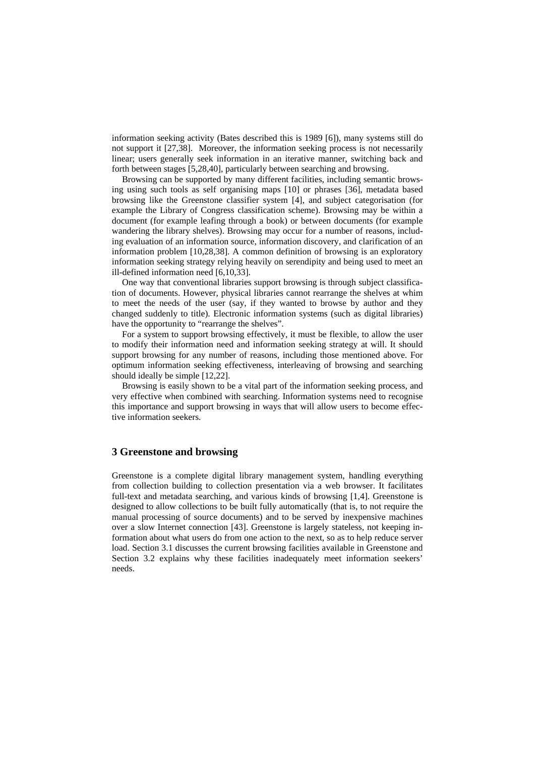information seeking activity (Bates described this is 1989 [6]), many systems still do not support it [27,38]. Moreover, the information seeking process is not necessarily linear; users generally seek information in an iterative manner, switching back and forth between stages [5,28,40], particularly between searching and browsing.

Browsing can be supported by many different facilities, including semantic browsing using such tools as self organising maps [10] or phrases [36], metadata based browsing like the Greenstone classifier system [4], and subject categorisation (for example the Library of Congress classification scheme). Browsing may be within a document (for example leafing through a book) or between documents (for example wandering the library shelves). Browsing may occur for a number of reasons, including evaluation of an information source, information discovery, and clarification of an information problem [10,28,38]. A common definition of browsing is an exploratory information seeking strategy relying heavily on serendipity and being used to meet an ill-defined information need [6,10,33].

One way that conventional libraries support browsing is through subject classification of documents. However, physical libraries cannot rearrange the shelves at whim to meet the needs of the user (say, if they wanted to browse by author and they changed suddenly to title). Electronic information systems (such as digital libraries) have the opportunity to "rearrange the shelves".

For a system to support browsing effectively, it must be flexible, to allow the user to modify their information need and information seeking strategy at will. It should support browsing for any number of reasons, including those mentioned above. For optimum information seeking effectiveness, interleaving of browsing and searching should ideally be simple [12,22].

Browsing is easily shown to be a vital part of the information seeking process, and very effective when combined with searching. Information systems need to recognise this importance and support browsing in ways that will allow users to become effective information seekers.

## 3 Greenstone and browsing

Greenstone is a complete digital library management system, handling everything from collection building to collection presentation via a web browser. It facilitates full-text and metadata searching, and various kinds of browsing [1,4]. Greenstone is designed to allow collections to be built fully automatically (that is, to not require the manual processing of source documents) and to be served by inexpensive machines over a slow Internet connection [43]. Greenstone is largely stateless, not keeping information about what users do from one action to the next, so as to help reduce server load. Section 3.1 discusses the current browsing facilities available in Greenstone and Section 3.2 explains why these facilities inadequately meet information seekers' needs.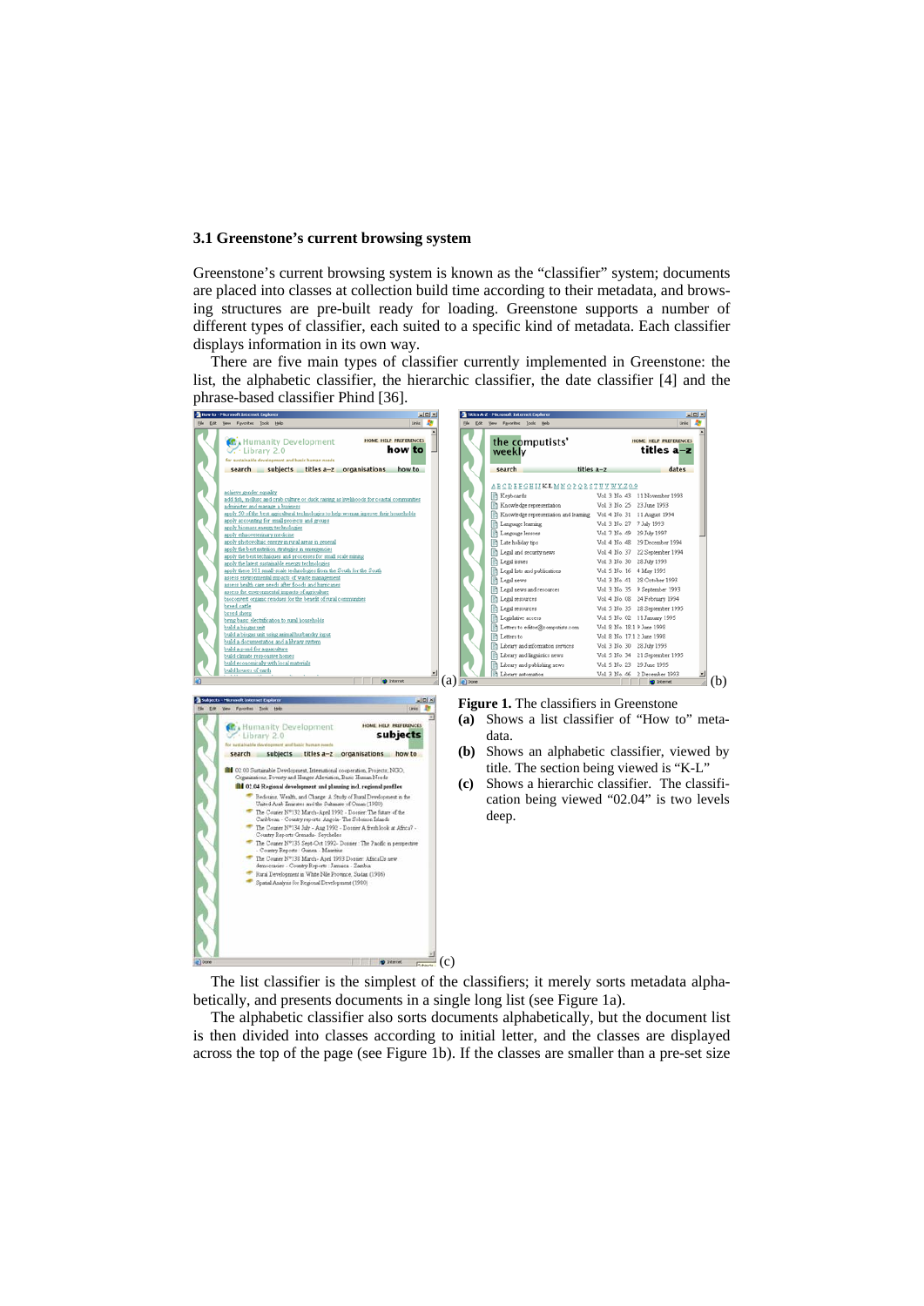### 3.1 Greenstone's current browsing system

Greenstone's current browsing system is known as the "classifier" system; documents are placed into classes at collection build time according to their metadata, and browsing structures are pre-built ready for loading. Greenstone supports a number of different types of classifier, each suited to a specific kind of metadata. Each classifier displays information in its own way.

There are five main types of classifier currently implemented in Greenstone: the list, the alphabetic classifier, the hierarchic classifier, the date classifier [4] and the phrase-based classifier Phind [36].

**Figure 1.** The classifiers in Greenstone

- **(a)** Shows a list classifier of "How to" metadata.
- **(b)** Shows an alphabetic classifier, viewed by title. The section being viewed is "K-L"
- **(c)** Shows a hierarchic classifier. The classification being viewed "02.04" is two levels deep.

The list classifier is the simplest of the classifiers; it merely sorts metadata alphabetically, and presents documents in a single long list (see Figure 1a).

The alphabetic classifier also sorts documents alphabetically, but the document list is then divided into classes according to initial letter, and the classes are displayed across the top of the page (see Figure 1b). If the classes are smaller than a pre-set size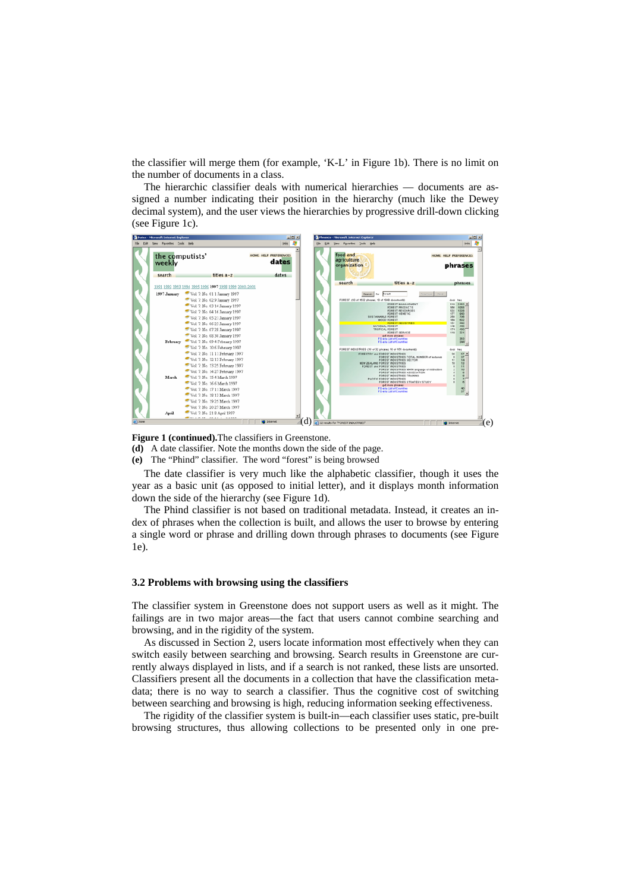the classifier will merge them (for example, 'K-L' in Figure 1b). There is no limit on the number of documents in a class.

The hierarchic classifier deals with numerical hierarchies — documents are assigned a number indicating their position in the hierarchy (much like the Dewey decimal system), and the user views the hierarchies by progressive drill-down clicking (see Figure 1c).

**Figure 1 (continued).** The classifiers in Greenstone.

**(d)** A date classifier. Note the months down the side of the page.

**(e)** The "Phind" classifier. The word "forest" is being browsed

The date classifier is very much like the alphabetic classifier, though it uses the year as a basic unit (as opposed to initial letter), and it displays month information down the side of the hierarchy (see Figure 1d).

The Phind classifier is not based on traditional metadata. Instead, it creates an index of phrases when the collection is built, and allows the user to browse by entering a single word or phrase and drilling down through phrases to documents (see Figure 1e).

### 3.2 Problems with browsing using the classifiers

The classifier system in Greenstone does not support users as well as it might. The failings are in two major areas—the fact that users cannot combine searching and browsing, and in the rigidity of the system.

As discussed in Section 2, users locate information most effectively when they can switch easily between searching and browsing. Search results in Greenstone are currently always displayed in lists, and if a search is not ranked, these lists are unsorted. Classifiers present all the documents in a collection that have the classification metadata; there is no way to search a classifier. Thus the cognitive cost of switching between searching and browsing is high, reducing information seeking effectiveness.

The rigidity of the classifier system is built-in—each classifier uses static, pre-built browsing structures, thus allowing collections to be presented only in one pre-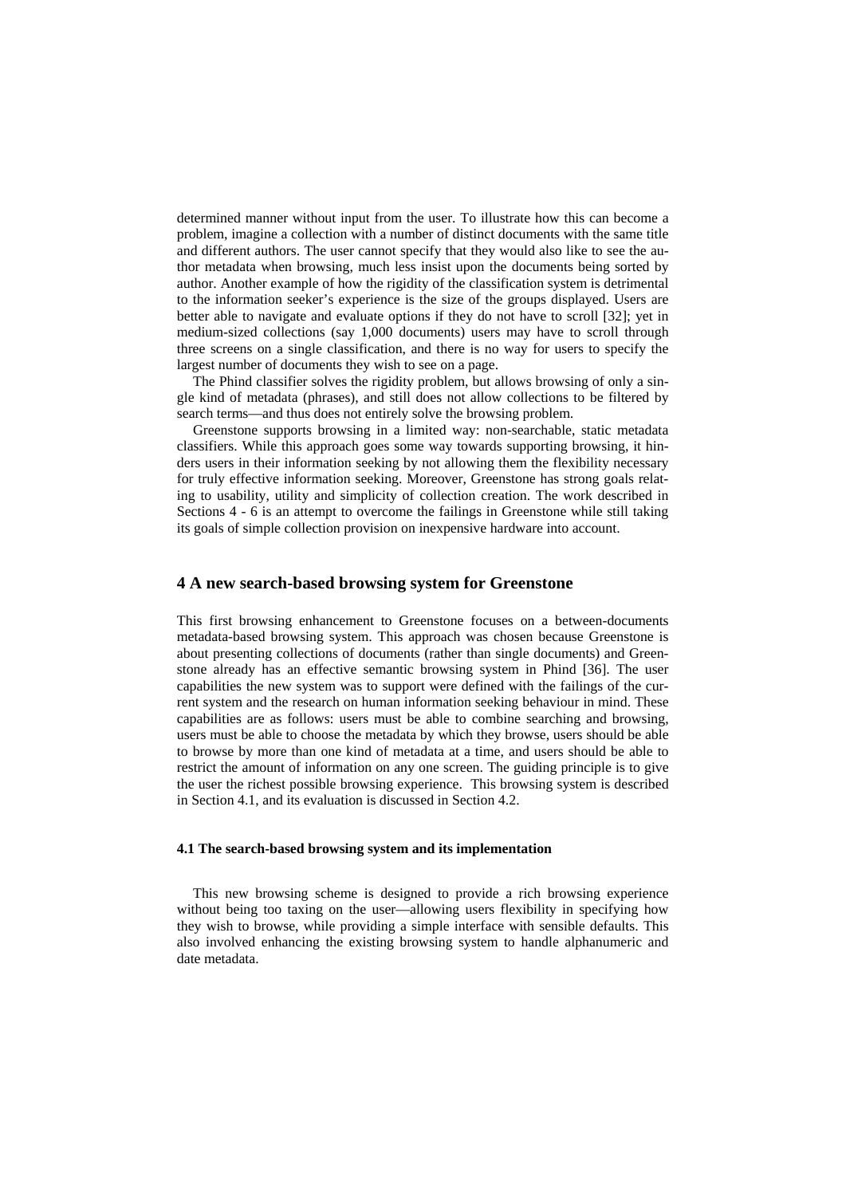determined manner without input from the user. To illustrate how this can become a problem, imagine a collection with a number of distinct documents with the same title and different authors. The user cannot specify that they would also like to see the author metadata when browsing, much less insist upon the documents being sorted by author. Another example of how the rigidity of the classification system is detrimental to the information seeker's experience is the size of the groups displayed. Users are better able to navigate and evaluate options if they do not have to scroll [32]; yet in medium-sized collections (say 1,000 documents) users may have to scroll through three screens on a single classification, and there is no way for users to specify the largest number of documents they wish to see on a page.

The Phind classifier solves the rigidity problem, but allows browsing of only a single kind of metadata (phrases), and still does not allow collections to be filtered by search terms—and thus does not entirely solve the browsing problem.

Greenstone supports browsing in a limited way: non-searchable, static metadata classifiers. While this approach goes some way towards supporting browsing, it hinders users in their information seeking by not allowing them the flexibility necessary for truly effective information seeking. Moreover, Greenstone has strong goals relating to usability, utility and simplicity of collection creation. The work described in Sections 4 - 6 is an attempt to overcome the failings in Greenstone while still taking its goals of simple collection provision on inexpensive hardware into account.

## 4 A new search-based browsing system for Greenstone

This first browsing enhancement to Greenstone focuses on a between-documents metadata-based browsing system. This approach was chosen because Greenstone is about presenting collections of documents (rather than single documents) and Greenstone already has an effective semantic browsing system in Phind [36]. The user capabilities the new system was to support were defined with the failings of the current system and the research on human information seeking behaviour in mind. These capabilities are as follows: users must be able to combine searching and browsing, users must be able to choose the metadata by which they browse, users should be able to browse by more than one kind of metadata at a time, and users should be able to restrict the amount of information on any one screen. The guiding principle is to give the user the richest possible browsing experience. This browsing system is described in Section 4.1, and its evaluation is discussed in Section 4.2.

### 4.1 The search-based browsing system and its implementation

This new browsing scheme is designed to provide a rich browsing experience without being too taxing on the user—allowing users flexibility in specifying how they wish to browse, while providing a simple interface with sensible defaults. This also involved enhancing the existing browsing system to handle alphanumeric and date metadata.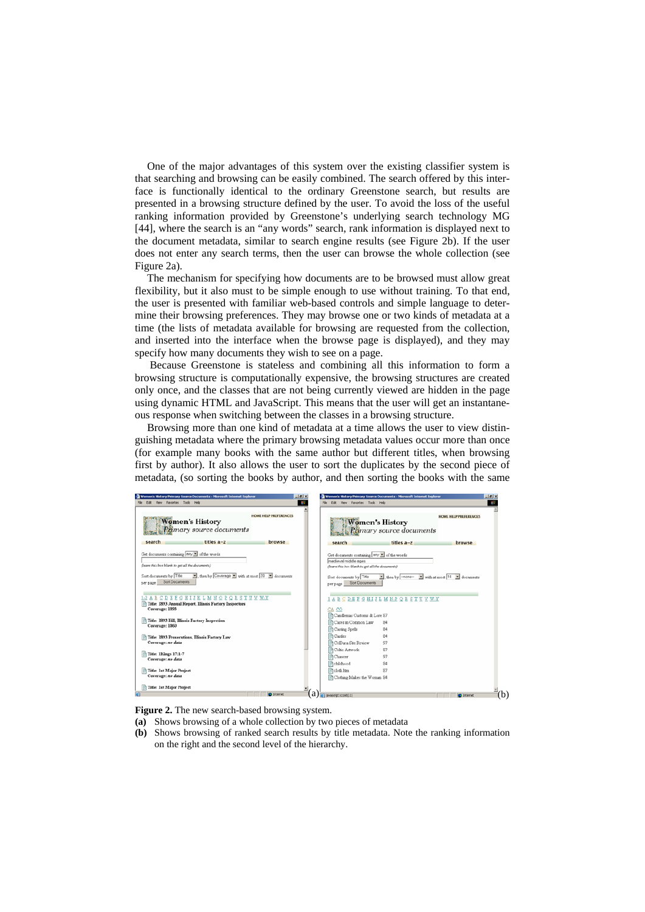One of the major advantages of this system over the existing classifier system is that searching and browsing can be easily combined. The search offered by this interface is functionally identical to the ordinary Greenstone search, but results are presented in a browsing structure defined by the user. To avoid the loss of the useful ranking information provided by Greenstone's underlying search technology MG [44], where the search is an "any words" search, rank information is displayed next to the document metadata, similar to search engine results (see Figure 2b). If the user does not enter any search terms, then the user can browse the whole collection (see Figure 2a).

The mechanism for specifying how documents are to be browsed must allow great flexibility, but it also must to be simple enough to use without training. To that end, the user is presented with familiar web-based controls and simple language to determine their browsing preferences. They may browse one or two kinds of metadata at a time (the lists of metadata available for browsing are requested from the collection, and inserted into the interface when the browse page is displayed), and they may specify how many documents they wish to see on a page.

Because Greenstone is stateless and combining all this information to form a browsing structure is computationally expensive, the browsing structures are created only once, and the classes that are not being currently viewed are hidden in the page using dynamic HTML and JavaScript. This means that the user will get an instantaneous response when switching between the classes in a browsing structure.

Browsing more than one kind of metadata at a time allows the user to view distinguishing metadata where the primary browsing metadata values occur more than once (for example many books with the same author but different titles, when browsing first by author). It also allows the user to sort the duplicates by the second piece of metadata, (so sorting the books by author, and then sorting the books with the same

**Figure 2.** The new search-based browsing system.

**(a)** Shows browsing of a whole collection by two pieces of metadata

**(b)** Shows browsing of ranked search results by title metadata. Note the ranking information on the right and the second level of the hierarchy.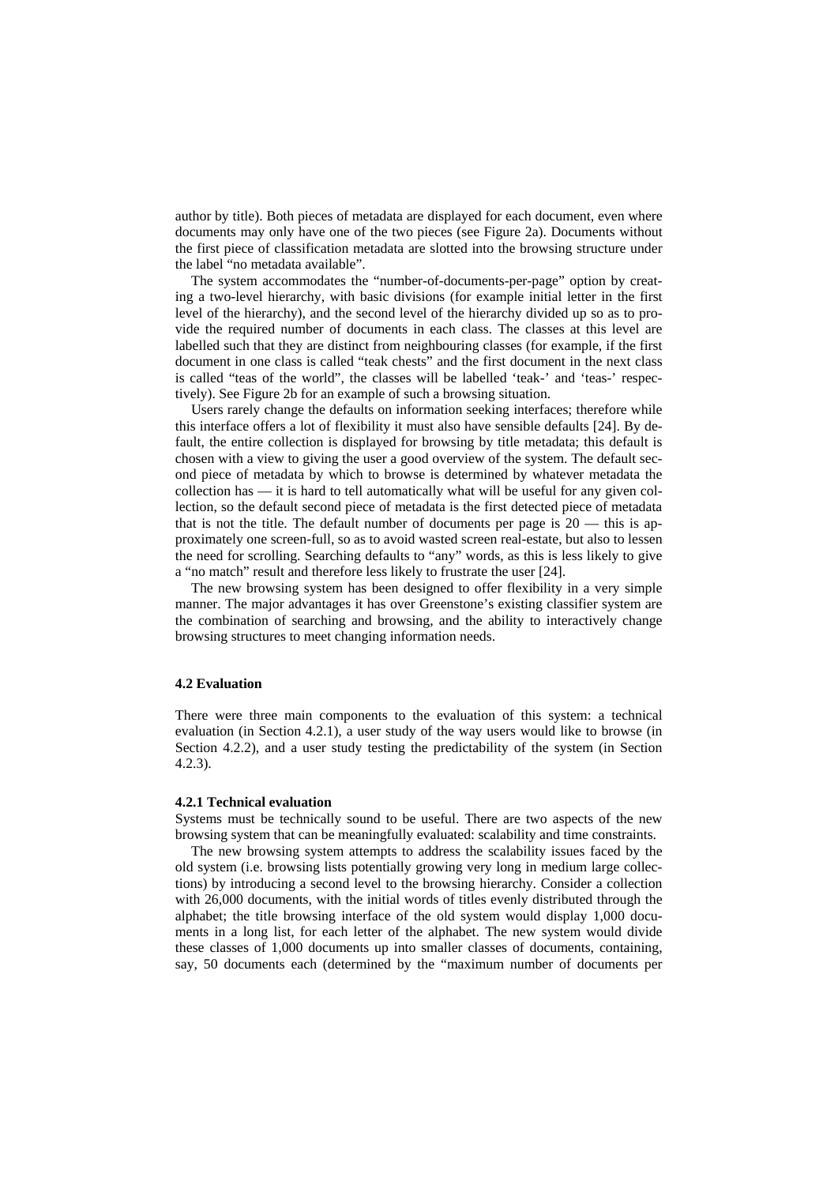author by title). Both pieces of metadata are displayed for each document, even where documents may only have one of the two pieces (see Figure 2a). Documents without the first piece of classification metadata are slotted into the browsing structure under the label "no metadata available".

The system accommodates the "number-of-documents-per-page" option by creating a two-level hierarchy, with basic divisions (for example initial letter in the first level of the hierarchy), and the second level of the hierarchy divided up so as to provide the required number of documents in each class. The classes at this level are labelled such that they are distinct from neighbouring classes (for example, if the first document in one class is called "teak chests" and the first document in the next class is called "teas of the world", the classes will be labelled 'teak-' and 'teas-' respectively). See Figure 2b for an example of such a browsing situation.

Users rarely change the defaults on information seeking interfaces; therefore while this interface offers a lot of flexibility it must also have sensible defaults [24]. By default, the entire collection is displayed for browsing by title metadata; this default is chosen with a view to giving the user a good overview of the system. The default second piece of metadata by which to browse is determined by whatever metadata the collection has — it is hard to tell automatically what will be useful for any given collection, so the default second piece of metadata is the first detected piece of metadata that is not the title. The default number of documents per page is 20 — this is approximately one screen-full, so as to avoid wasted screen real-estate, but also to lessen the need for scrolling. Searching defaults to "any" words, as this is less likely to give a "no match" result and therefore less likely to frustrate the user [24].

The new browsing system has been designed to offer flexibility in a very simple manner. The major advantages it has over Greenstone's existing classifier system are the combination of searching and browsing, and the ability to interactively change browsing structures to meet changing information needs.

### 4.2 Evaluation

There were three main components to the evaluation of this system: a technical evaluation (in Section 4.2.1), a user study of the way users would like to browse (in Section 4.2.2), and a user study testing the predictability of the system (in Section 4.2.3).

#### 4.2.1 Technical evaluation

Systems must be technically sound to be useful. There are two aspects of the new browsing system that can be meaningfully evaluated: scalability and time constraints.

The new browsing system attempts to address the scalability issues faced by the old system (i.e. browsing lists potentially growing very long in medium large collections) by introducing a second level to the browsing hierarchy. Consider a collection with 26,000 documents, with the initial words of titles evenly distributed through the alphabet; the title browsing interface of the old system would display 1,000 documents in a long list, for each letter of the alphabet. The new system would divide these classes of 1,000 documents up into smaller classes of documents, containing, say, 50 documents each (determined by the "maximum number of documents per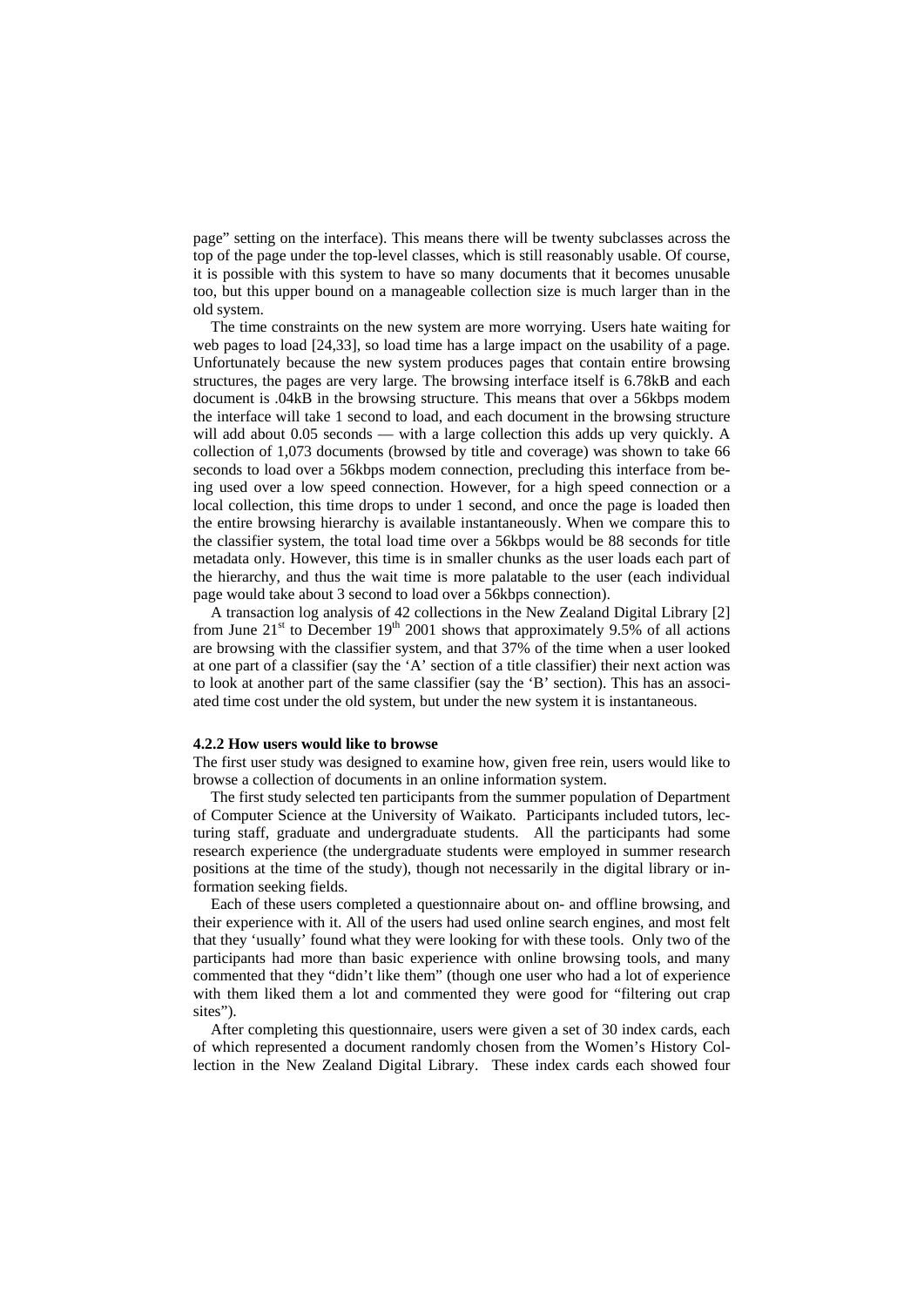page" setting on the interface). This means there will be twenty subclasses across the top of the page under the top-level classes, which is still reasonably usable. Of course, it is possible with this system to have so many documents that it becomes unusable too, but this upper bound on a manageable collection size is much larger than in the old system.

The time constraints on the new system are more worrying. Users hate waiting for web pages to load [24,33], so load time has a large impact on the usability of a page. Unfortunately because the new system produces pages that contain entire browsing structures, the pages are very large. The browsing interface itself is 6.78kB and each document is .04kB in the browsing structure. This means that over a 56kbps modem the interface will take 1 second to load, and each document in the browsing structure will add about 0.05 seconds — with a large collection this adds up very quickly. A collection of 1,073 documents (browsed by title and coverage) was shown to take 66 seconds to load over a 56kbps modem connection, precluding this interface from being used over a low speed connection. However, for a high speed connection or a local collection, this time drops to under 1 second, and once the page is loaded then the entire browsing hierarchy is available instantaneously. When we compare this to the classifier system, the total load time over a 56kbps would be 88 seconds for title metadata only. However, this time is in smaller chunks as the user loads each part of the hierarchy, and thus the wait time is more palatable to the user (each individual page would take about 3 second to load over a 56kbps connection).

A transaction log analysis of 42 collections in the New Zealand Digital Library [2] from June 21st to December 19th 2001 shows that approximately 9.5% of all actions are browsing with the classifier system, and that 37% of the time when a user looked at one part of a classifier (say the 'A' section of a title classifier) their next action was to look at another part of the same classifier (say the 'B' section). This has an associated time cost under the old system, but under the new system it is instantaneous.

#### 4.2.2 How users would like to browse

The first user study was designed to examine how, given free rein, users would like to browse a collection of documents in an online information system.

The first study selected ten participants from the summer population of Department of Computer Science at the University of Waikato. Participants included tutors, lecturing staff, graduate and undergraduate students. All the participants had some research experience (the undergraduate students were employed in summer research positions at the time of the study), though not necessarily in the digital library or information seeking fields.

Each of these users completed a questionnaire about on- and offline browsing, and their experience with it. All of the users had used online search engines, and most felt that they 'usually' found what they were looking for with these tools. Only two of the participants had more than basic experience with online browsing tools, and many commented that they "didn't like them" (though one user who had a lot of experience with them liked them a lot and commented they were good for "filtering out crap sites").

After completing this questionnaire, users were given a set of 30 index cards, each of which represented a document randomly chosen from the Women's History Collection in the New Zealand Digital Library. These index cards each showed four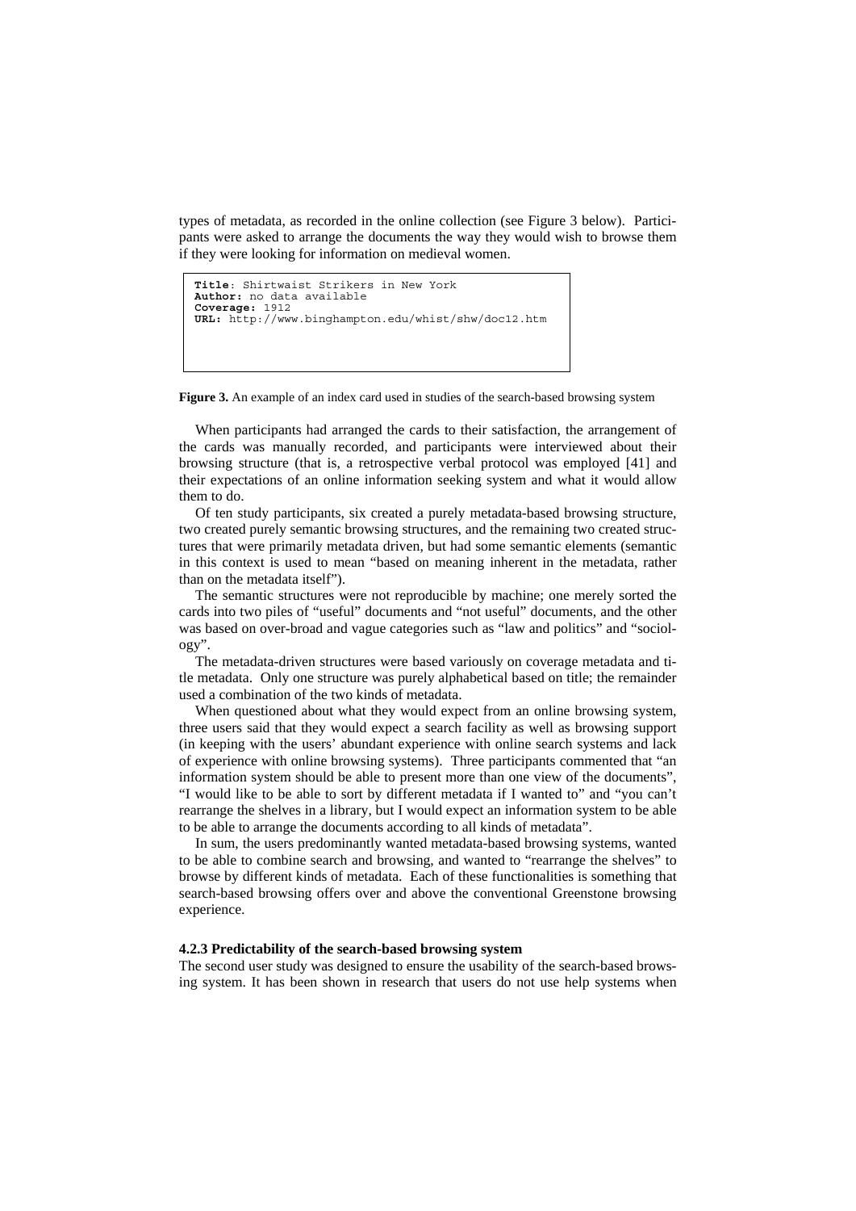types of metadata, as recorded in the online collection (see Figure 3 below). Participants were asked to arrange the documents the way they would wish to browse them if they were looking for information on medieval women.

```
Title: Shirtwaist Strikers in New York
Author: no data available
Coverage: 1912
URL: http://www.binghampton.edu/whist/shw/doc12.htm
```

**Figure 3.** An example of an index card used in studies of the search-based browsing system

When participants had arranged the cards to their satisfaction, the arrangement of the cards was manually recorded, and participants were interviewed about their browsing structure (that is, a retrospective verbal protocol was employed [41] and their expectations of an online information seeking system and what it would allow them to do.

Of ten study participants, six created a purely metadata-based browsing structure, two created purely semantic browsing structures, and the remaining two created structures that were primarily metadata driven, but had some semantic elements (semantic in this context is used to mean "based on meaning inherent in the metadata, rather than on the metadata itself").

The semantic structures were not reproducible by machine; one merely sorted the cards into two piles of "useful" documents and "not useful" documents, and the other was based on over-broad and vague categories such as "law and politics" and "sociology".

The metadata-driven structures were based variously on coverage metadata and title metadata. Only one structure was purely alphabetical based on title; the remainder used a combination of the two kinds of metadata.

When questioned about what they would expect from an online browsing system, three users said that they would expect a search facility as well as browsing support (in keeping with the users' abundant experience with online search systems and lack of experience with online browsing systems). Three participants commented that "an information system should be able to present more than one view of the documents", "I would like to be able to sort by different metadata if I wanted to" and "you can't rearrange the shelves in a library, but I would expect an information system to be able to be able to arrange the documents according to all kinds of metadata".

In sum, the users predominantly wanted metadata-based browsing systems, wanted to be able to combine search and browsing, and wanted to "rearrange the shelves" to browse by different kinds of metadata. Each of these functionalities is something that search-based browsing offers over and above the conventional Greenstone browsing experience.

#### 4.2.3 Predictability of the search-based browsing system

The second user study was designed to ensure the usability of the search-based browsing system. It has been shown in research that users do not use help systems when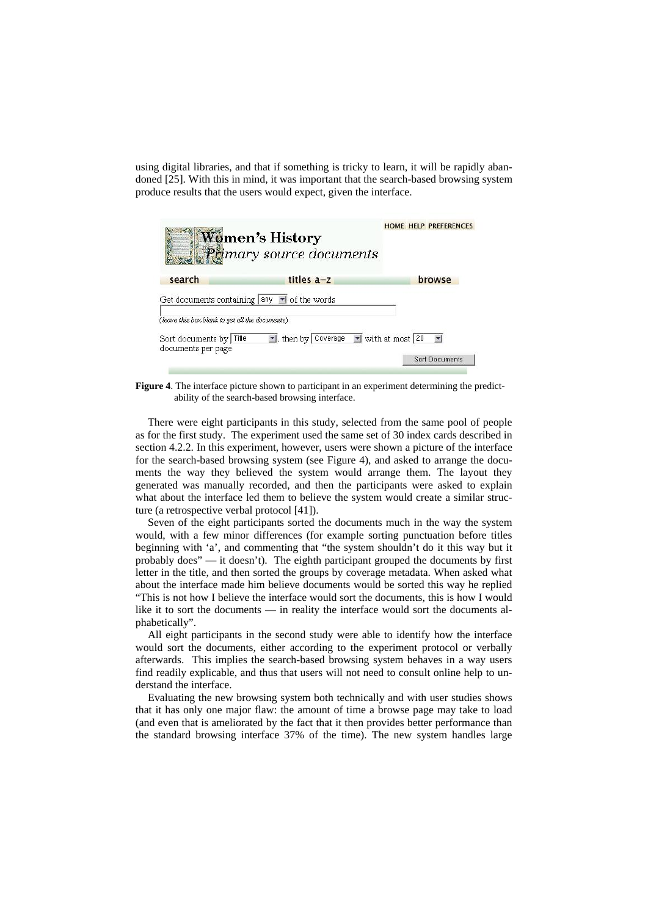using digital libraries, and that if something is tricky to learn, it will be rapidly abandoned [25]. With this in mind, it was important that the search-based browsing system produce results that the users would expect, given the interface.

**Figure 4**. The interface picture shown to participant in an experiment determining the predictability of the search-based browsing interface.

There were eight participants in this study, selected from the same pool of people as for the first study. The experiment used the same set of 30 index cards described in section 4.2.2. In this experiment, however, users were shown a picture of the interface for the search-based browsing system (see Figure 4), and asked to arrange the documents the way they believed the system would arrange them. The layout they generated was manually recorded, and then the participants were asked to explain what about the interface led them to believe the system would create a similar structure (a retrospective verbal protocol [41]).

Seven of the eight participants sorted the documents much in the way the system would, with a few minor differences (for example sorting punctuation before titles beginning with 'a', and commenting that "the system shouldn't do it this way but it probably does" — it doesn't). The eighth participant grouped the documents by first letter in the title, and then sorted the groups by coverage metadata. When asked what about the interface made him believe documents would be sorted this way he replied "This is not how I believe the interface would sort the documents, this is how I would like it to sort the documents — in reality the interface would sort the documents alphabetically".

All eight participants in the second study were able to identify how the interface would sort the documents, either according to the experiment protocol or verbally afterwards. This implies the search-based browsing system behaves in a way users find readily explicable, and thus that users will not need to consult online help to understand the interface.

Evaluating the new browsing system both technically and with user studies shows that it has only one major flaw: the amount of time a browse page may take to load (and even that is ameliorated by the fact that it then provides better performance than the standard browsing interface 37% of the time). The new system handles large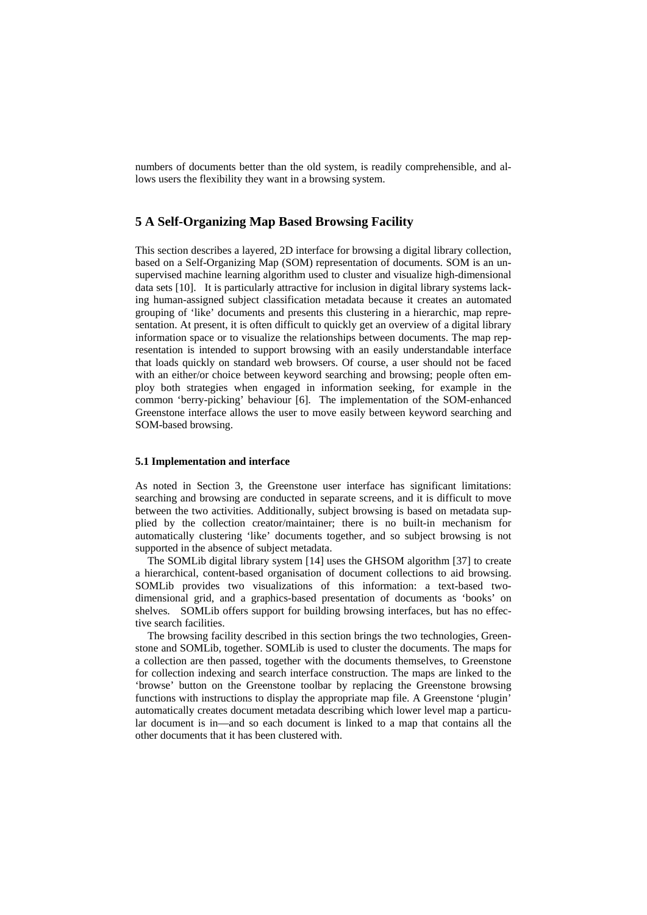numbers of documents better than the old system, is readily comprehensible, and allows users the flexibility they want in a browsing system.

## 5 A Self-Organizing Map Based Browsing Facility

This section describes a layered, 2D interface for browsing a digital library collection, based on a Self-Organizing Map (SOM) representation of documents. SOM is an unsupervised machine learning algorithm used to cluster and visualize high-dimensional data sets [10]. It is particularly attractive for inclusion in digital library systems lacking human-assigned subject classification metadata because it creates an automated grouping of 'like' documents and presents this clustering in a hierarchic, map representation. At present, it is often difficult to quickly get an overview of a digital library information space or to visualize the relationships between documents. The map representation is intended to support browsing with an easily understandable interface that loads quickly on standard web browsers. Of course, a user should not be faced with an either/or choice between keyword searching and browsing; people often employ both strategies when engaged in information seeking, for example in the common 'berry-picking' behaviour [6]. The implementation of the SOM-enhanced Greenstone interface allows the user to move easily between keyword searching and SOM-based browsing.

### 5.1 Implementation and interface

As noted in Section 3, the Greenstone user interface has significant limitations: searching and browsing are conducted in separate screens, and it is difficult to move between the two activities. Additionally, subject browsing is based on metadata supplied by the collection creator/maintainer; there is no built-in mechanism for automatically clustering 'like' documents together, and so subject browsing is not supported in the absence of subject metadata.

The SOMLib digital library system [14] uses the GHSOM algorithm [37] to create a hierarchical, content-based organisation of document collections to aid browsing. SOMLib provides two visualizations of this information: a text-based two-dimensional grid, and a graphics-based presentation of documents as 'books' on shelves. SOMLib offers support for building browsing interfaces, but has no effective search facilities.

The browsing facility described in this section brings the two technologies, Greenstone and SOMLib, together. SOMLib is used to cluster the documents. The maps for a collection are then passed, together with the documents themselves, to Greenstone for collection indexing and search interface construction. The maps are linked to the 'browse' button on the Greenstone toolbar by replacing the Greenstone browsing functions with instructions to display the appropriate map file. A Greenstone 'plugin' automatically creates document metadata describing which lower level map a particular document is in—and so each document is linked to a map that contains all the other documents that it has been clustered with.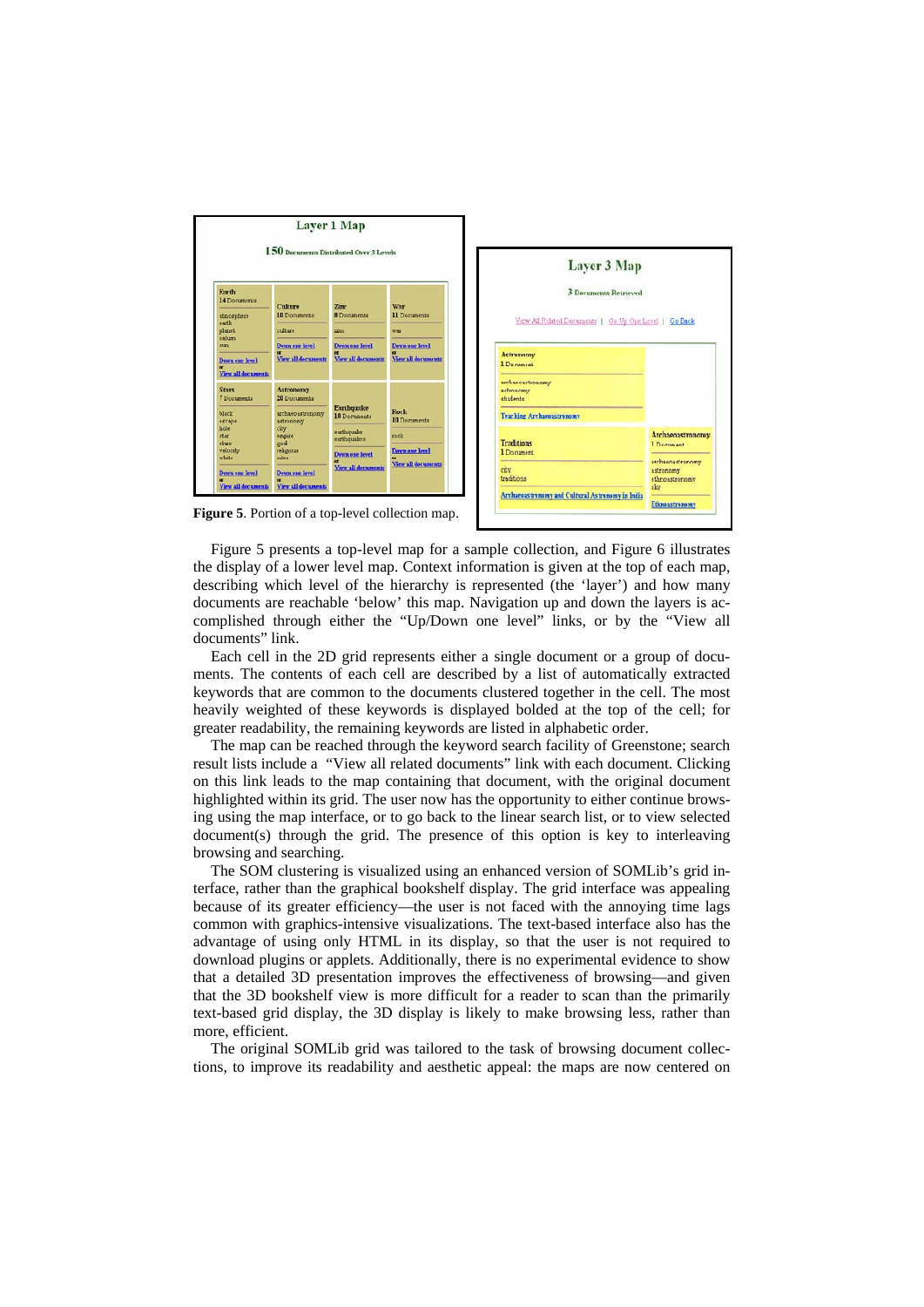**Figure 5**. Portion of a top-level collection map.

Figure 5 presents a top-level map for a sample collection, and Figure 6 illustrates the display of a lower level map. Context information is given at the top of each map, describing which level of the hierarchy is represented (the 'layer') and how many documents are reachable 'below' this map. Navigation up and down the layers is accomplished through either the "Up/Down one level" links, or by the "View all documents" link.

Each cell in the 2D grid represents either a single document or a group of documents. The contents of each cell are described by a list of automatically extracted keywords that are common to the documents clustered together in the cell. The most heavily weighted of these keywords is displayed bolded at the top of the cell; for greater readability, the remaining keywords are listed in alphabetic order.

The map can be reached through the keyword search facility of Greenstone; search result lists include a "View all related documents" link with each document. Clicking on this link leads to the map containing that document, with the original document highlighted within its grid. The user now has the opportunity to either continue browsing using the map interface, or to go back to the linear search list, or to view selected document(s) through the grid. The presence of this option is key to interleaving browsing and searching.

The SOM clustering is visualized using an enhanced version of SOMLib's grid interface, rather than the graphical bookshelf display. The grid interface was appealing because of its greater efficiency—the user is not faced with the annoying time lags common with graphics-intensive visualizations. The text-based interface also has the advantage of using only HTML in its display, so that the user is not required to download plugins or applets. Additionally, there is no experimental evidence to show that a detailed 3D presentation improves the effectiveness of browsing—and given that the 3D bookshelf view is more difficult for a reader to scan than the primarily text-based grid display, the 3D display is likely to make browsing less, rather than more, efficient.

The original SOMLib grid was tailored to the task of browsing document collections, to improve its readability and aesthetic appeal: the maps are now centered on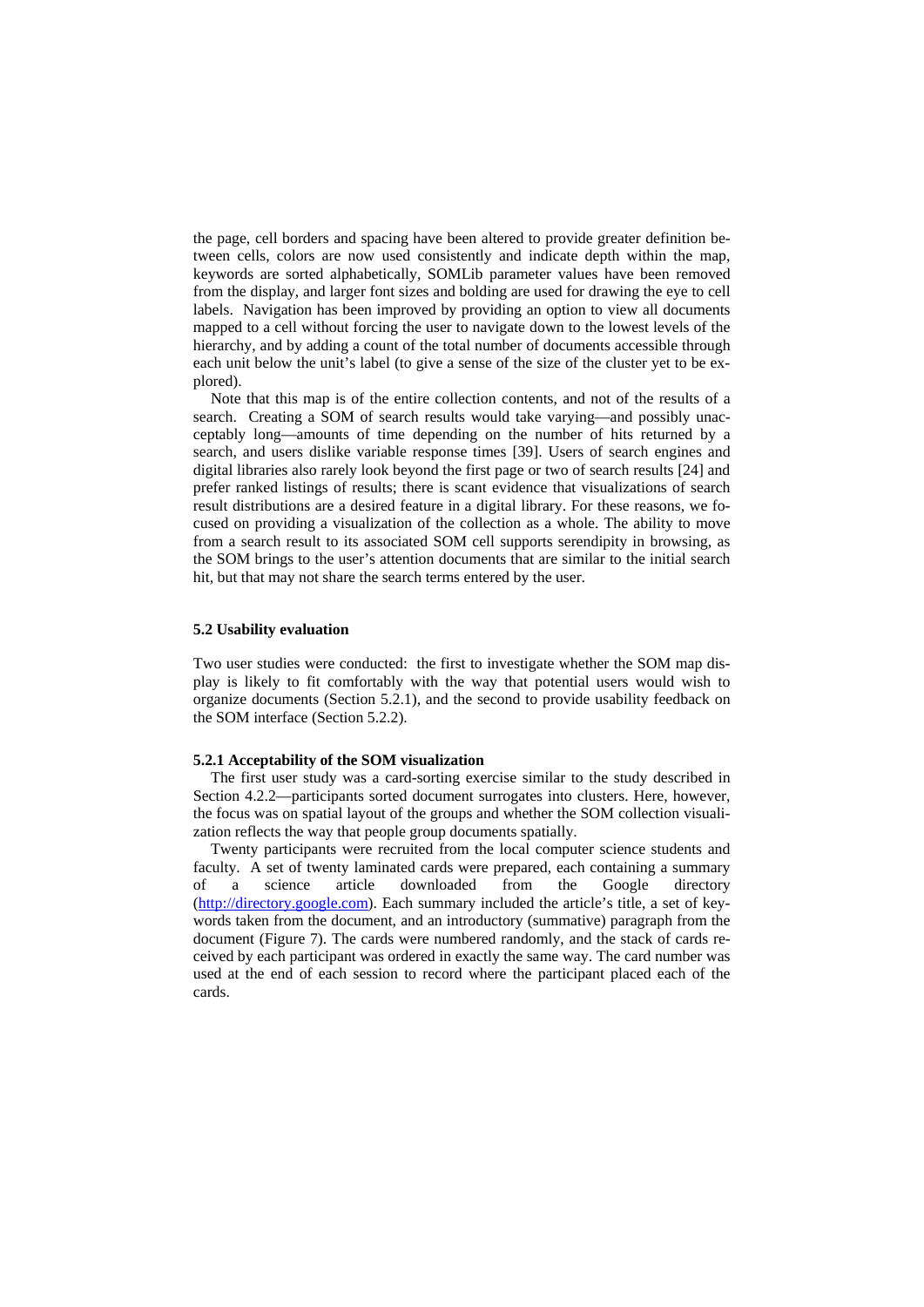the page, cell borders and spacing have been altered to provide greater definition between cells, colors are now used consistently and indicate depth within the map, keywords are sorted alphabetically, SOMLib parameter values have been removed from the display, and larger font sizes and bolding are used for drawing the eye to cell labels. Navigation has been improved by providing an option to view all documents mapped to a cell without forcing the user to navigate down to the lowest levels of the hierarchy, and by adding a count of the total number of documents accessible through each unit below the unit's label (to give a sense of the size of the cluster yet to be explored).

Note that this map is of the entire collection contents, and not of the results of a search. Creating a SOM of search results would take varying—and possibly unacceptably long—amounts of time depending on the number of hits returned by a search, and users dislike variable response times [39]. Users of search engines and digital libraries also rarely look beyond the first page or two of search results [24] and prefer ranked listings of results; there is scant evidence that visualizations of search result distributions are a desired feature in a digital library. For these reasons, we focused on providing a visualization of the collection as a whole. The ability to move from a search result to its associated SOM cell supports serendipity in browsing, as the SOM brings to the user's attention documents that are similar to the initial search hit, but that may not share the search terms entered by the user.

### 5.2 Usability evaluation

Two user studies were conducted: the first to investigate whether the SOM map display is likely to fit comfortably with the way that potential users would wish to organize documents (Section 5.2.1), and the second to provide usability feedback on the SOM interface (Section 5.2.2).

#### 5.2.1 Acceptability of the SOM visualization

The first user study was a card-sorting exercise similar to the study described in Section 4.2.2—participants sorted document surrogates into clusters. Here, however, the focus was on spatial layout of the groups and whether the SOM collection visualization reflects the way that people group documents spatially.

Twenty participants were recruited from the local computer science students and faculty. A set of twenty laminated cards were prepared, each containing a summary of a science article downloaded from the Google directory (http://directory.google.com). Each summary included the article's title, a set of keywords taken from the document, and an introductory (summative) paragraph from the document (Figure 7). The cards were numbered randomly, and the stack of cards received by each participant was ordered in exactly the same way. The card number was used at the end of each session to record where the participant placed each of the cards.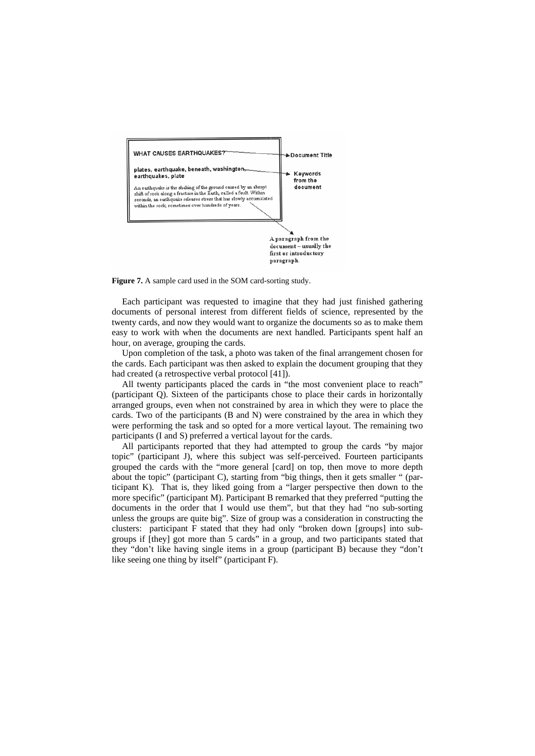WHAT CAUSES EARTHQUAKES? → Document Title

plates, earthquake, beneath, washington, earthquakes, plate → Keywords from the document

An earthquake is the shaking of the ground caused by an abrupt shift of rock along a fracture in the Earth, called a fault. Within seconds, an earthquake releases stress that has slowly accumulated within the rock, sometimes over hundreds of years. → A paragraph from the document – usually the first or introductory paragraph.

**Figure 7.** A sample card used in the SOM card-sorting study.

Each participant was requested to imagine that they had just finished gathering documents of personal interest from different fields of science, represented by the twenty cards, and now they would want to organize the documents so as to make them easy to work with when the documents are next handled. Participants spent half an hour, on average, grouping the cards.

Upon completion of the task, a photo was taken of the final arrangement chosen for the cards. Each participant was then asked to explain the document grouping that they had created (a retrospective verbal protocol [41]).

All twenty participants placed the cards in "the most convenient place to reach" (participant Q). Sixteen of the participants chose to place their cards in horizontally arranged groups, even when not constrained by area in which they were to place the cards. Two of the participants (B and N) were constrained by the area in which they were performing the task and so opted for a more vertical layout. The remaining two participants (I and S) preferred a vertical layout for the cards.

All participants reported that they had attempted to group the cards "by major topic" (participant J), where this subject was self-perceived. Fourteen participants grouped the cards with the "more general [card] on top, then move to more depth about the topic" (participant C), starting from "big things, then it gets smaller " (participant K). That is, they liked going from a "larger perspective then down to the more specific" (participant M). Participant B remarked that they preferred "putting the documents in the order that I would use them", but that they had "no sub-sorting unless the groups are quite big". Size of group was a consideration in constructing the clusters: participant F stated that they had only "broken down [groups] into sub-groups if [they] got more than 5 cards" in a group, and two participants stated that they "don't like having single items in a group (participant B) because they "don't like seeing one thing by itself" (participant F).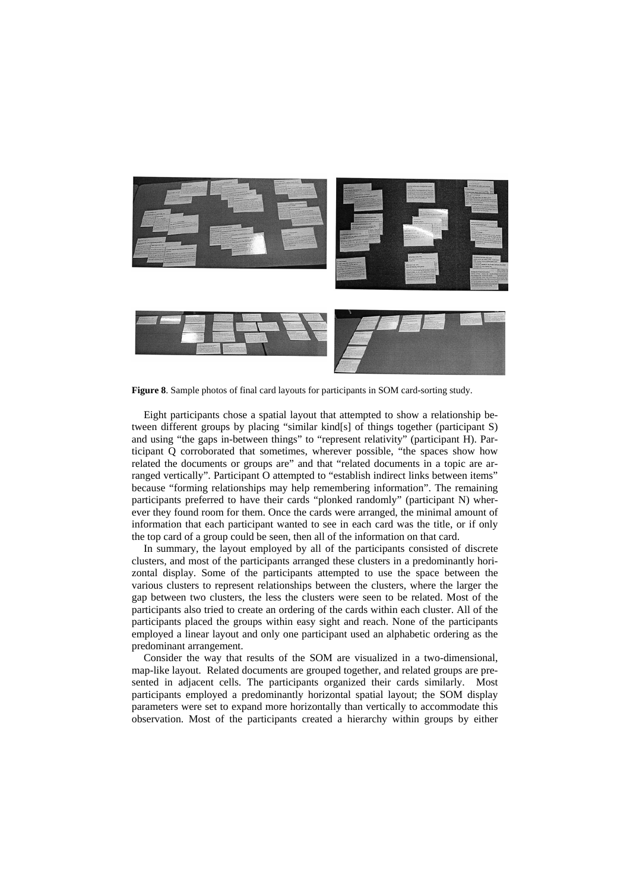**Figure 8**. Sample photos of final card layouts for participants in SOM card-sorting study.

Eight participants chose a spatial layout that attempted to show a relationship between different groups by placing "similar kind[s] of things together (participant S) and using "the gaps in-between things" to "represent relativity" (participant H). Participant Q corroborated that sometimes, wherever possible, "the spaces show how related the documents or groups are" and that "related documents in a topic are arranged vertically". Participant O attempted to "establish indirect links between items" because "forming relationships may help remembering information". The remaining participants preferred to have their cards "plonked randomly" (participant N) wherever they found room for them. Once the cards were arranged, the minimal amount of information that each participant wanted to see in each card was the title, or if only the top card of a group could be seen, then all of the information on that card.

In summary, the layout employed by all of the participants consisted of discrete clusters, and most of the participants arranged these clusters in a predominantly horizontal display. Some of the participants attempted to use the space between the various clusters to represent relationships between the clusters, where the larger the gap between two clusters, the less the clusters were seen to be related. Most of the participants also tried to create an ordering of the cards within each cluster. All of the participants placed the groups within easy sight and reach. None of the participants employed a linear layout and only one participant used an alphabetic ordering as the predominant arrangement.

Consider the way that results of the SOM are visualized in a two-dimensional, map-like layout. Related documents are grouped together, and related groups are presented in adjacent cells. The participants organized their cards similarly. Most participants employed a predominantly horizontal spatial layout; the SOM display parameters were set to expand more horizontally than vertically to accommodate this observation. Most of the participants created a hierarchy within groups by either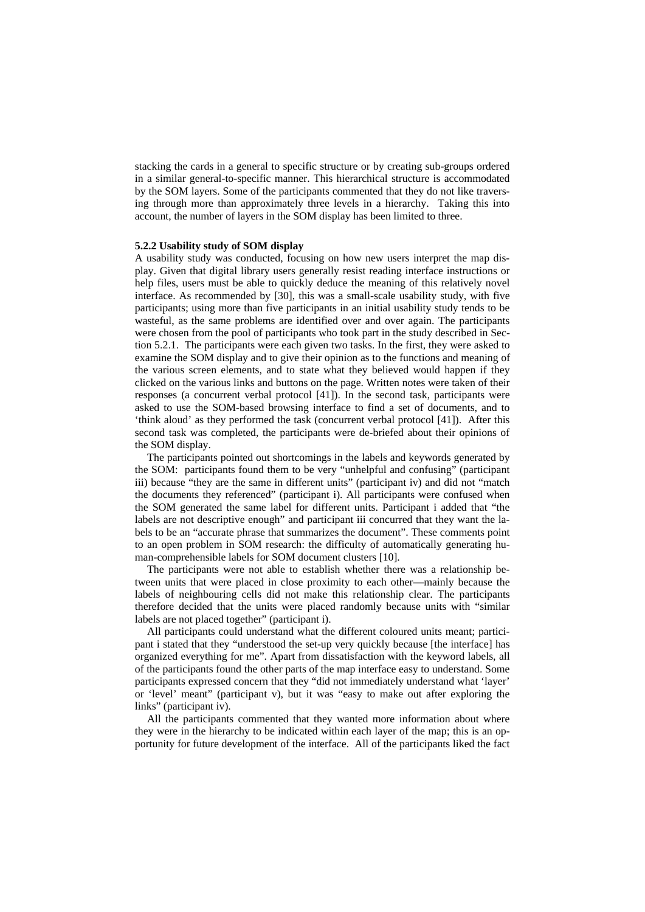stacking the cards in a general to specific structure or by creating sub-groups ordered in a similar general-to-specific manner. This hierarchical structure is accommodated by the SOM layers. Some of the participants commented that they do not like traversing through more than approximately three levels in a hierarchy. Taking this into account, the number of layers in the SOM display has been limited to three.

**5.2.2 Usability study of SOM display**

A usability study was conducted, focusing on how new users interpret the map display. Given that digital library users generally resist reading interface instructions or help files, users must be able to quickly deduce the meaning of this relatively novel interface. As recommended by [30], this was a small-scale usability study, with five participants; using more than five participants in an initial usability study tends to be wasteful, as the same problems are identified over and over again. The participants were chosen from the pool of participants who took part in the study described in Section 5.2.1. The participants were each given two tasks. In the first, they were asked to examine the SOM display and to give their opinion as to the functions and meaning of the various screen elements, and to state what they believed would happen if they clicked on the various links and buttons on the page. Written notes were taken of their responses (a concurrent verbal protocol [41]). In the second task, participants were asked to use the SOM-based browsing interface to find a set of documents, and to 'think aloud' as they performed the task (concurrent verbal protocol [41]). After this second task was completed, the participants were de-briefed about their opinions of the SOM display.

The participants pointed out shortcomings in the labels and keywords generated by the SOM: participants found them to be very "unhelpful and confusing" (participant iii) because "they are the same in different units" (participant iv) and did not "match the documents they referenced" (participant i). All participants were confused when the SOM generated the same label for different units. Participant i added that "the labels are not descriptive enough" and participant iii concurred that they want the labels to be an "accurate phrase that summarizes the document". These comments point to an open problem in SOM research: the difficulty of automatically generating human-comprehensible labels for SOM document clusters [10].

The participants were not able to establish whether there was a relationship between units that were placed in close proximity to each other—mainly because the labels of neighbouring cells did not make this relationship clear. The participants therefore decided that the units were placed randomly because units with "similar labels are not placed together" (participant i).

All participants could understand what the different coloured units meant; participant i stated that they "understood the set-up very quickly because [the interface] has organized everything for me". Apart from dissatisfaction with the keyword labels, all of the participants found the other parts of the map interface easy to understand. Some participants expressed concern that they "did not immediately understand what 'layer' or 'level' meant" (participant v), but it was "easy to make out after exploring the links" (participant iv).

All the participants commented that they wanted more information about where they were in the hierarchy to be indicated within each layer of the map; this is an opportunity for future development of the interface. All of the participants liked the fact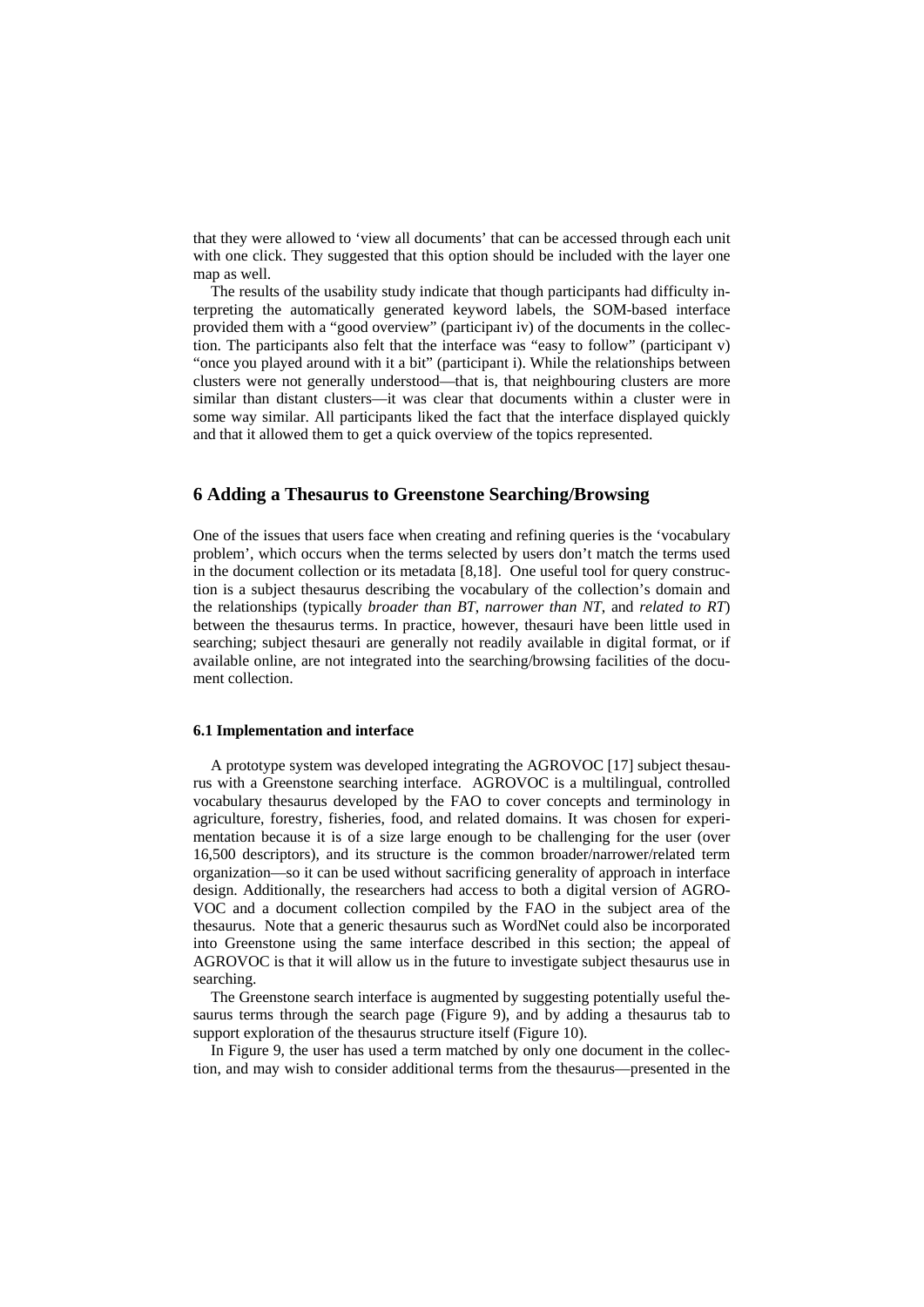that they were allowed to 'view all documents' that can be accessed through each unit with one click. They suggested that this option should be included with the layer one map as well.

The results of the usability study indicate that though participants had difficulty interpreting the automatically generated keyword labels, the SOM-based interface provided them with a "good overview" (participant iv) of the documents in the collection. The participants also felt that the interface was "easy to follow" (participant v) "once you played around with it a bit" (participant i). While the relationships between clusters were not generally understood—that is, that neighbouring clusters are more similar than distant clusters—it was clear that documents within a cluster were in some way similar. All participants liked the fact that the interface displayed quickly and that it allowed them to get a quick overview of the topics represented.

## 6 Adding a Thesaurus to Greenstone Searching/Browsing

One of the issues that users face when creating and refining queries is the 'vocabulary problem', which occurs when the terms selected by users don't match the terms used in the document collection or its metadata [8,18]. One useful tool for query construction is a subject thesaurus describing the vocabulary of the collection's domain and the relationships (typically *broader than BT*, *narrower than NT*, and *related to RT*) between the thesaurus terms. In practice, however, thesauri have been little used in searching; subject thesauri are generally not readily available in digital format, or if available online, are not integrated into the searching/browsing facilities of the document collection.

### 6.1 Implementation and interface

A prototype system was developed integrating the AGROVOC [17] subject thesaurus with a Greenstone searching interface. AGROVOC is a multilingual, controlled vocabulary thesaurus developed by the FAO to cover concepts and terminology in agriculture, forestry, fisheries, food, and related domains. It was chosen for experimentation because it is of a size large enough to be challenging for the user (over 16,500 descriptors), and its structure is the common broader/narrower/related term organization—so it can be used without sacrificing generality of approach in interface design. Additionally, the researchers had access to both a digital version of AGROVOC and a document collection compiled by the FAO in the subject area of the thesaurus. Note that a generic thesaurus such as WordNet could also be incorporated into Greenstone using the same interface described in this section; the appeal of AGROVOC is that it will allow us in the future to investigate subject thesaurus use in searching.

The Greenstone search interface is augmented by suggesting potentially useful thesaurus terms through the search page (Figure 9), and by adding a thesaurus tab to support exploration of the thesaurus structure itself (Figure 10).

In Figure 9, the user has used a term matched by only one document in the collection, and may wish to consider additional terms from the thesaurus—presented in the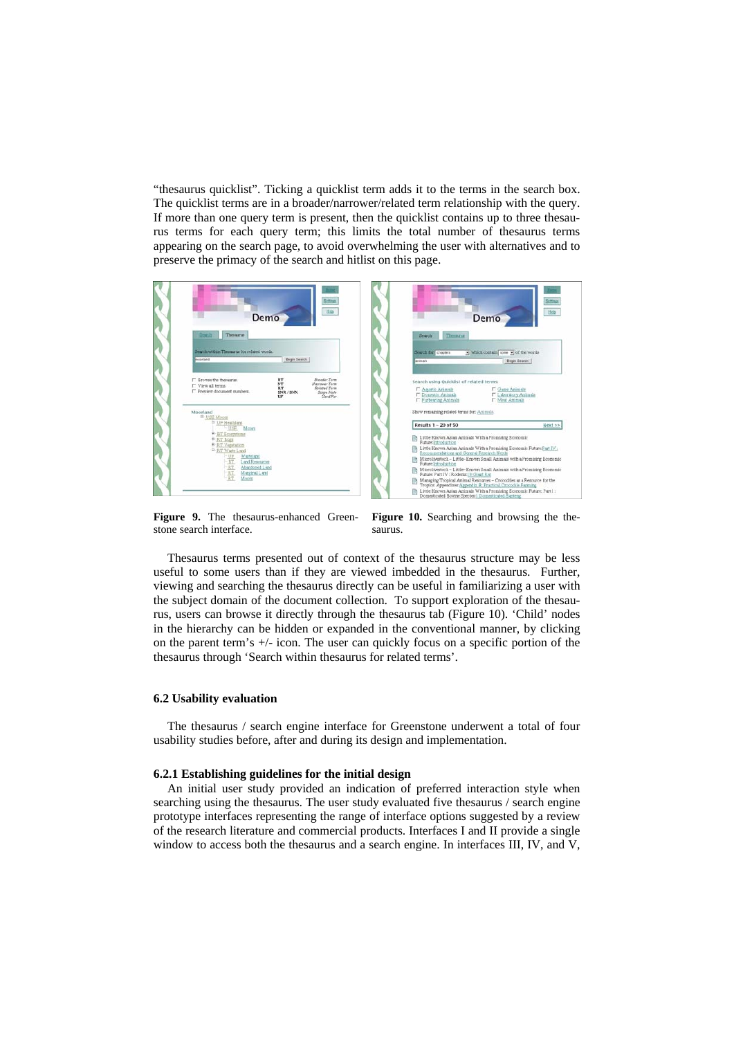"thesaurus quicklist". Ticking a quicklist term adds it to the terms in the search box. The quicklist terms are in a broader/narrower/related term relationship with the query. If more than one query term is present, then the quicklist contains up to three thesaurus terms for each query term; this limits the total number of thesaurus terms appearing on the search page, to avoid overwhelming the user with alternatives and to preserve the primacy of the search and hitlist on this page.

**Figure 9.** The thesaurus-enhanced Greenstone search interface.

**Figure 10.** Searching and browsing the thesaurus.

Thesaurus terms presented out of context of the thesaurus structure may be less useful to some users than if they are viewed imbedded in the thesaurus. Further, viewing and searching the thesaurus directly can be useful in familiarizing a user with the subject domain of the document collection. To support exploration of the thesaurus, users can browse it directly through the thesaurus tab (Figure 10). 'Child' nodes in the hierarchy can be hidden or expanded in the conventional manner, by clicking on the parent term's +/- icon. The user can quickly focus on a specific portion of the thesaurus through 'Search within thesaurus for related terms'.

### 6.2 Usability evaluation

The thesaurus / search engine interface for Greenstone underwent a total of four usability studies before, after and during its design and implementation.

#### 6.2.1 Establishing guidelines for the initial design

An initial user study provided an indication of preferred interaction style when searching using the thesaurus. The user study evaluated five thesaurus / search engine prototype interfaces representing the range of interface options suggested by a review of the research literature and commercial products. Interfaces I and II provide a single window to access both the thesaurus and a search engine. In interfaces III, IV, and V,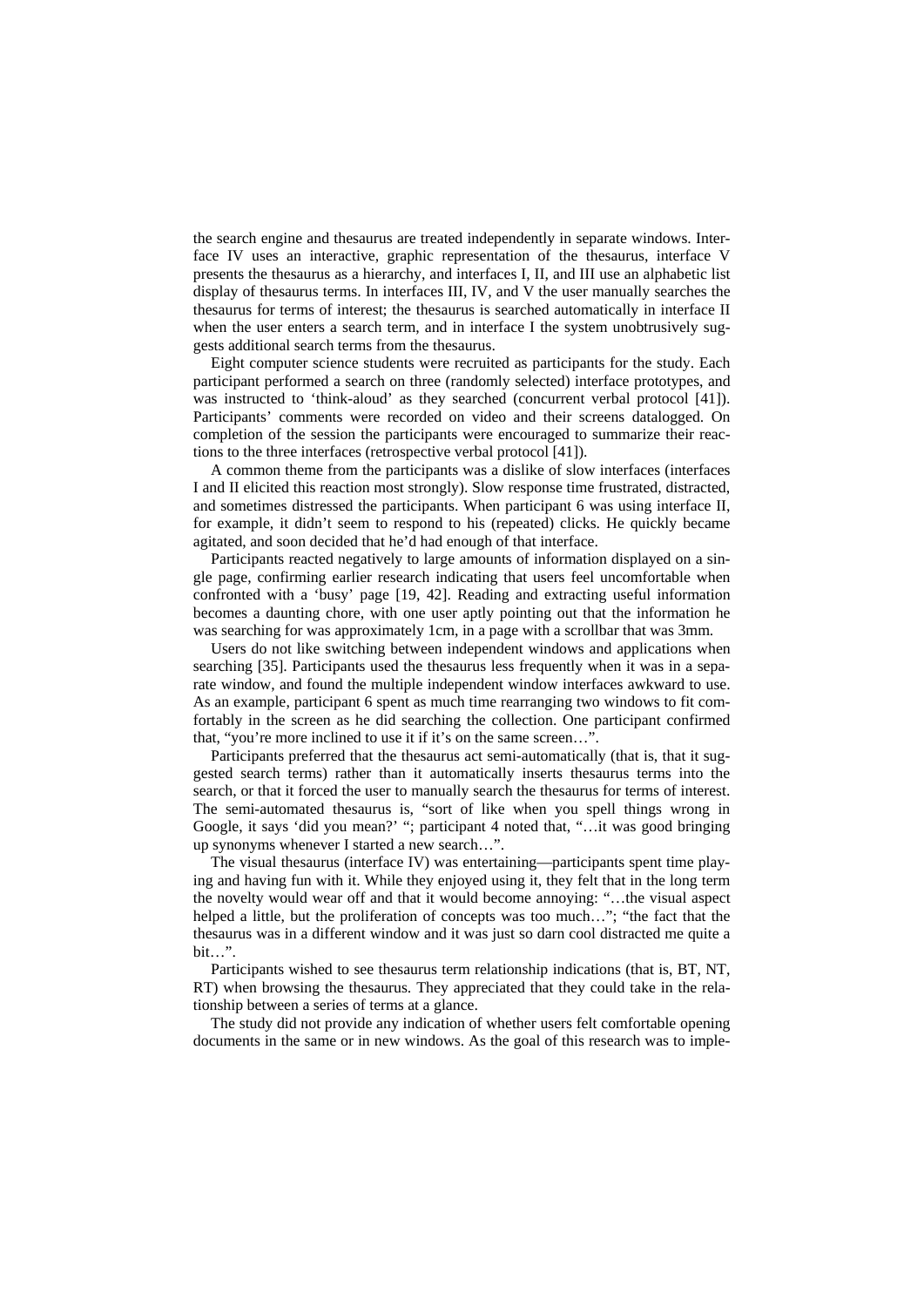the search engine and thesaurus are treated independently in separate windows. Interface IV uses an interactive, graphic representation of the thesaurus, interface V presents the thesaurus as a hierarchy, and interfaces I, II, and III use an alphabetic list display of thesaurus terms. In interfaces III, IV, and V the user manually searches the thesaurus for terms of interest; the thesaurus is searched automatically in interface II when the user enters a search term, and in interface I the system unobtrusively suggests additional search terms from the thesaurus.

Eight computer science students were recruited as participants for the study. Each participant performed a search on three (randomly selected) interface prototypes, and was instructed to 'think-aloud' as they searched (concurrent verbal protocol [41]). Participants' comments were recorded on video and their screens datalogged. On completion of the session the participants were encouraged to summarize their reactions to the three interfaces (retrospective verbal protocol [41]).

A common theme from the participants was a dislike of slow interfaces (interfaces I and II elicited this reaction most strongly). Slow response time frustrated, distracted, and sometimes distressed the participants. When participant 6 was using interface II, for example, it didn't seem to respond to his (repeated) clicks. He quickly became agitated, and soon decided that he'd had enough of that interface.

Participants reacted negatively to large amounts of information displayed on a single page, confirming earlier research indicating that users feel uncomfortable when confronted with a 'busy' page [19, 42]. Reading and extracting useful information becomes a daunting chore, with one user aptly pointing out that the information he was searching for was approximately 1cm, in a page with a scrollbar that was 3mm.

Users do not like switching between independent windows and applications when searching [35]. Participants used the thesaurus less frequently when it was in a separate window, and found the multiple independent window interfaces awkward to use. As an example, participant 6 spent as much time rearranging two windows to fit comfortably in the screen as he did searching the collection. One participant confirmed that, "you're more inclined to use it if it's on the same screen…".

Participants preferred that the thesaurus act semi-automatically (that is, that it suggested search terms) rather than it automatically inserts thesaurus terms into the search, or that it forced the user to manually search the thesaurus for terms of interest. The semi-automated thesaurus is, "sort of like when you spell things wrong in Google, it says 'did you mean?' "; participant 4 noted that, "…it was good bringing up synonyms whenever I started a new search…".

The visual thesaurus (interface IV) was entertaining—participants spent time playing and having fun with it. While they enjoyed using it, they felt that in the long term the novelty would wear off and that it would become annoying: "…the visual aspect helped a little, but the proliferation of concepts was too much…"; "the fact that the thesaurus was in a different window and it was just so darn cool distracted me quite a bit…".

Participants wished to see thesaurus term relationship indications (that is, BT, NT, RT) when browsing the thesaurus. They appreciated that they could take in the relationship between a series of terms at a glance.

The study did not provide any indication of whether users felt comfortable opening documents in the same or in new windows. As the goal of this research was to imple-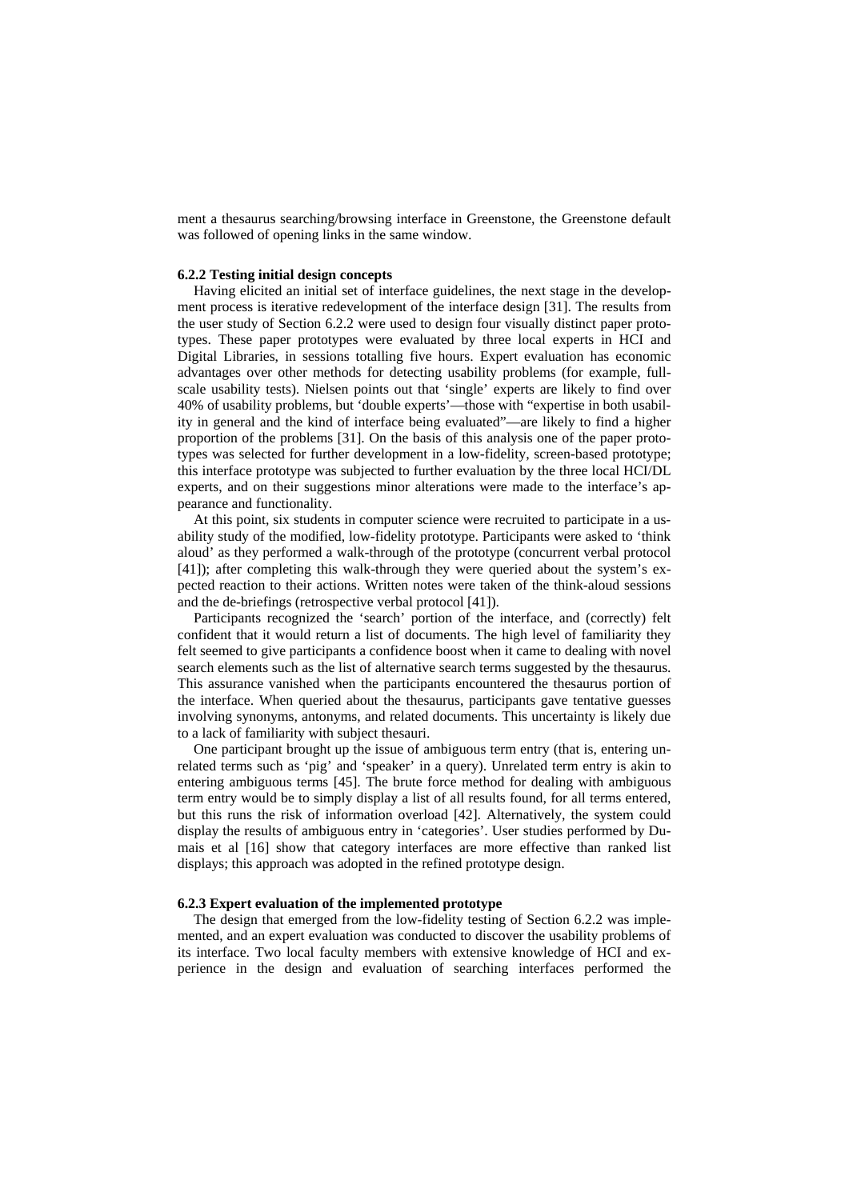ment a thesaurus searching/browsing interface in Greenstone, the Greenstone default was followed of opening links in the same window.

### 6.2.2 Testing initial design concepts

Having elicited an initial set of interface guidelines, the next stage in the development process is iterative redevelopment of the interface design [31]. The results from the user study of Section 6.2.2 were used to design four visually distinct paper prototypes. These paper prototypes were evaluated by three local experts in HCI and Digital Libraries, in sessions totalling five hours. Expert evaluation has economic advantages over other methods for detecting usability problems (for example, full-scale usability tests). Nielsen points out that 'single' experts are likely to find over 40% of usability problems, but 'double experts'—those with "expertise in both usability in general and the kind of interface being evaluated"—are likely to find a higher proportion of the problems [31]. On the basis of this analysis one of the paper prototypes was selected for further development in a low-fidelity, screen-based prototype; this interface prototype was subjected to further evaluation by the three local HCI/DL experts, and on their suggestions minor alterations were made to the interface's appearance and functionality.

At this point, six students in computer science were recruited to participate in a usability study of the modified, low-fidelity prototype. Participants were asked to 'think aloud' as they performed a walk-through of the prototype (concurrent verbal protocol [41]); after completing this walk-through they were queried about the system's expected reaction to their actions. Written notes were taken of the think-aloud sessions and the de-briefings (retrospective verbal protocol [41]).

Participants recognized the 'search' portion of the interface, and (correctly) felt confident that it would return a list of documents. The high level of familiarity they felt seemed to give participants a confidence boost when it came to dealing with novel search elements such as the list of alternative search terms suggested by the thesaurus. This assurance vanished when the participants encountered the thesaurus portion of the interface. When queried about the thesaurus, participants gave tentative guesses involving synonyms, antonyms, and related documents. This uncertainty is likely due to a lack of familiarity with subject thesauri.

One participant brought up the issue of ambiguous term entry (that is, entering unrelated terms such as 'pig' and 'speaker' in a query). Unrelated term entry is akin to entering ambiguous terms [45]. The brute force method for dealing with ambiguous term entry would be to simply display a list of all results found, for all terms entered, but this runs the risk of information overload [42]. Alternatively, the system could display the results of ambiguous entry in 'categories'. User studies performed by Dumais et al [16] show that category interfaces are more effective than ranked list displays; this approach was adopted in the refined prototype design.

### 6.2.3 Expert evaluation of the implemented prototype

The design that emerged from the low-fidelity testing of Section 6.2.2 was implemented, and an expert evaluation was conducted to discover the usability problems of its interface. Two local faculty members with extensive knowledge of HCI and experience in the design and evaluation of searching interfaces performed the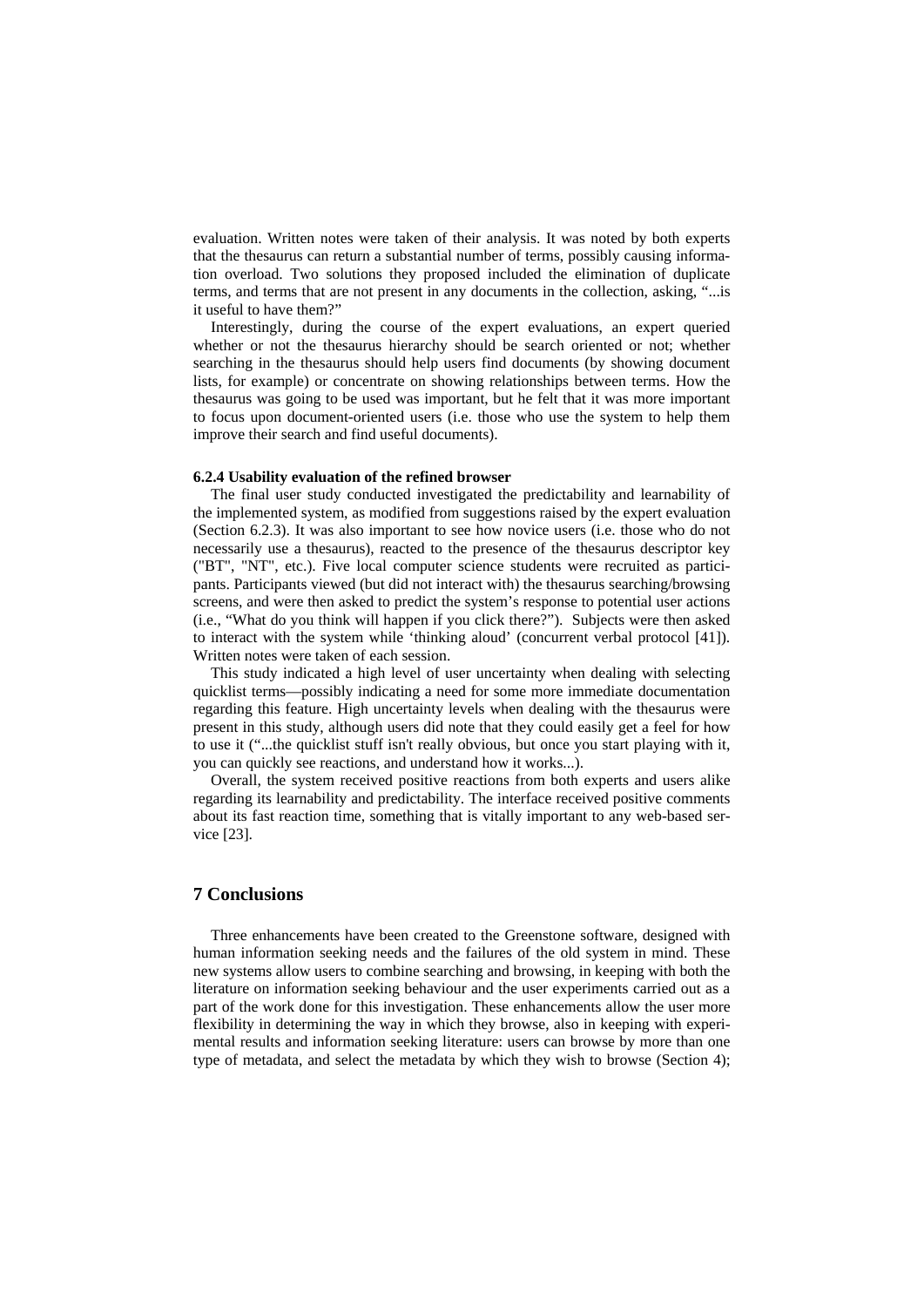evaluation. Written notes were taken of their analysis. It was noted by both experts that the thesaurus can return a substantial number of terms, possibly causing information overload. Two solutions they proposed included the elimination of duplicate terms, and terms that are not present in any documents in the collection, asking, "...is it useful to have them?"

Interestingly, during the course of the expert evaluations, an expert queried whether or not the thesaurus hierarchy should be search oriented or not; whether searching in the thesaurus should help users find documents (by showing document lists, for example) or concentrate on showing relationships between terms. How the thesaurus was going to be used was important, but he felt that it was more important to focus upon document-oriented users (i.e. those who use the system to help them improve their search and find useful documents).

#### 6.2.4 Usability evaluation of the refined browser

The final user study conducted investigated the predictability and learnability of the implemented system, as modified from suggestions raised by the expert evaluation (Section 6.2.3). It was also important to see how novice users (i.e. those who do not necessarily use a thesaurus), reacted to the presence of the thesaurus descriptor key ("BT", "NT", etc.). Five local computer science students were recruited as participants. Participants viewed (but did not interact with) the thesaurus searching/browsing screens, and were then asked to predict the system's response to potential user actions (i.e., "What do you think will happen if you click there?"). Subjects were then asked to interact with the system while 'thinking aloud' (concurrent verbal protocol [41]). Written notes were taken of each session.

This study indicated a high level of user uncertainty when dealing with selecting quicklist terms—possibly indicating a need for some more immediate documentation regarding this feature. High uncertainty levels when dealing with the thesaurus were present in this study, although users did note that they could easily get a feel for how to use it ("...the quicklist stuff isn't really obvious, but once you start playing with it, you can quickly see reactions, and understand how it works...).

Overall, the system received positive reactions from both experts and users alike regarding its learnability and predictability. The interface received positive comments about its fast reaction time, something that is vitally important to any web-based service [23].

## 7 Conclusions

Three enhancements have been created to the Greenstone software, designed with human information seeking needs and the failures of the old system in mind. These new systems allow users to combine searching and browsing, in keeping with both the literature on information seeking behaviour and the user experiments carried out as a part of the work done for this investigation. These enhancements allow the user more flexibility in determining the way in which they browse, also in keeping with experimental results and information seeking literature: users can browse by more than one type of metadata, and select the metadata by which they wish to browse (Section 4);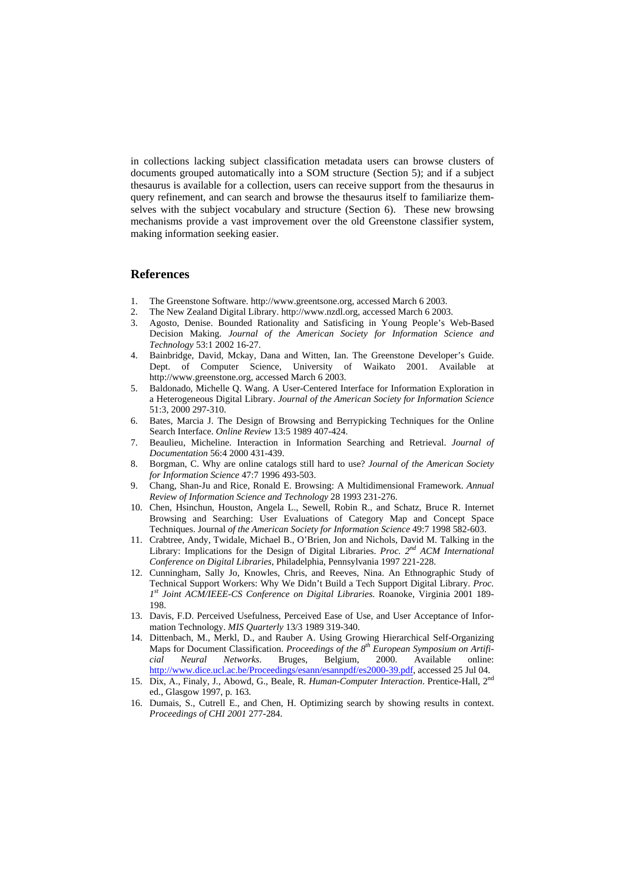in collections lacking subject classification metadata users can browse clusters of documents grouped automatically into a SOM structure (Section 5); and if a subject thesaurus is available for a collection, users can receive support from the thesaurus in query refinement, and can search and browse the thesaurus itself to familiarize themselves with the subject vocabulary and structure (Section 6). These new browsing mechanisms provide a vast improvement over the old Greenstone classifier system, making information seeking easier.

## References

1. The Greenstone Software. http://www.greentsone.org, accessed March 6 2003.
2. The New Zealand Digital Library. http://www.nzdl.org, accessed March 6 2003.
3. Agosto, Denise. Bounded Rationality and Satisficing in Young People's Web-Based Decision Making. *Journal of the American Society for Information Science and Technology* 53:1 2002 16-27.
4. Bainbridge, David, Mckay, Dana and Witten, Ian. The Greenstone Developer's Guide. Dept. of Computer Science, University of Waikato 2001. Available at http://www.greenstone.org, accessed March 6 2003.
5. Baldonado, Michelle Q. Wang. A User-Centered Interface for Information Exploration in a Heterogeneous Digital Library. *Journal of the American Society for Information Science* 51:3, 2000 297-310.
6. Bates, Marcia J. The Design of Browsing and Berrypicking Techniques for the Online Search Interface. *Online Review* 13:5 1989 407-424.
7. Beaulieu, Micheline. Interaction in Information Searching and Retrieval. *Journal of Documentation* 56:4 2000 431-439.
8. Borgman, C. Why are online catalogs still hard to use? *Journal of the American Society for Information Science* 47:7 1996 493-503.
9. Chang, Shan-Ju and Rice, Ronald E. Browsing: A Multidimensional Framework. *Annual Review of Information Science and Technology* 28 1993 231-276.
10. Chen, Hsinchun, Houston, Angela L., Sewell, Robin R., and Schatz, Bruce R. Internet Browsing and Searching: User Evaluations of Category Map and Concept Space Techniques. Journal *of the American Society for Information Science* 49:7 1998 582-603.
11. Crabtree, Andy, Twidale, Michael B., O'Brien, Jon and Nichols, David M. Talking in the Library: Implications for the Design of Digital Libraries. *Proc. 2nd ACM International Conference on Digital Libraries*, Philadelphia, Pennsylvania 1997 221-228.
12. Cunningham, Sally Jo, Knowles, Chris, and Reeves, Nina. An Ethnographic Study of Technical Support Workers: Why We Didn't Build a Tech Support Digital Library. *Proc. 1st Joint ACM/IEEE-CS Conference on Digital Libraries*. Roanoke, Virginia 2001 189-198.
13. Davis, F.D. Perceived Usefulness, Perceived Ease of Use, and User Acceptance of Information Technology. *MIS Quarterly* 13/3 1989 319-340.
14. Dittenbach, M., Merkl, D., and Rauber A. Using Growing Hierarchical Self-Organizing Maps for Document Classification. *Proceedings of the 8th European Symposium on Artificial Neural Networks*. Bruges, Belgium, 2000. Available online: http://www.dice.ucl.ac.be/Proceedings/esann/esannpdf/es2000-39.pdf, accessed 25 Jul 04.
15. Dix, A., Finaly, J., Abowd, G., Beale, R. *Human-Computer Interaction*. Prentice-Hall, 2nd ed., Glasgow 1997, p. 163.
16. Dumais, S., Cutrell E., and Chen, H. Optimizing search by showing results in context. *Proceedings of CHI 2001* 277-284.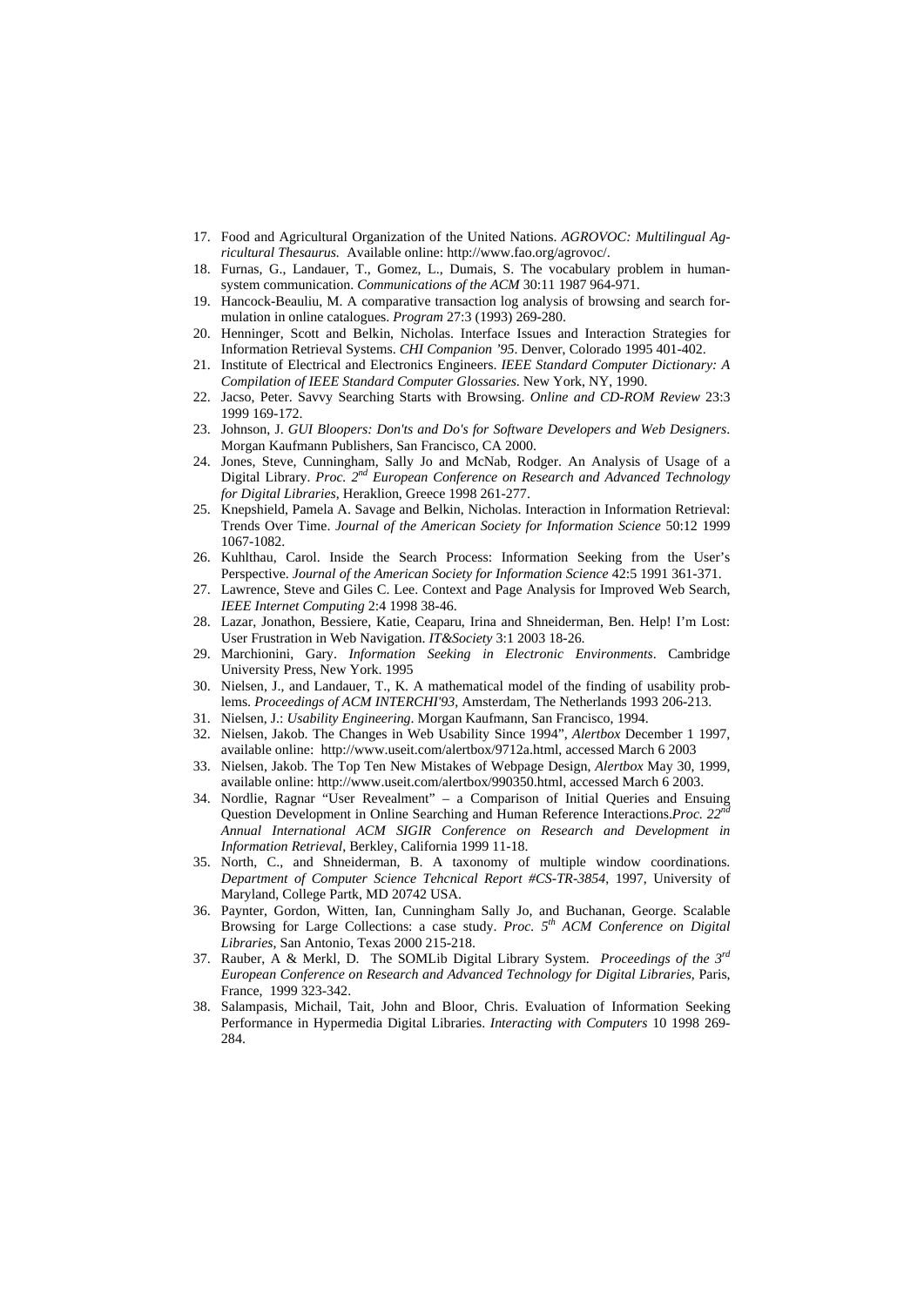17. Food and Agricultural Organization of the United Nations. *AGROVOC: Multilingual Agricultural Thesaurus.* Available online: http://www.fao.org/agrovoc/.
18. Furnas, G., Landauer, T., Gomez, L., Dumais, S. The vocabulary problem in human-system communication. *Communications of the ACM* 30:11 1987 964-971.
19. Hancock-Beauliu, M. A comparative transaction log analysis of browsing and search formulation in online catalogues. *Program* 27:3 (1993) 269-280.
20. Henninger, Scott and Belkin, Nicholas. Interface Issues and Interaction Strategies for Information Retrieval Systems. *CHI Companion '95*. Denver, Colorado 1995 401-402.
21. Institute of Electrical and Electronics Engineers. *IEEE Standard Computer Dictionary: A Compilation of IEEE Standard Computer Glossaries*. New York, NY, 1990.
22. Jacso, Peter. Savvy Searching Starts with Browsing. *Online and CD-ROM Review* 23:3 1999 169-172.
23. Johnson, J. *GUI Bloopers: Don'ts and Do's for Software Developers and Web Designers*. Morgan Kaufmann Publishers, San Francisco, CA 2000.
24. Jones, Steve, Cunningham, Sally Jo and McNab, Rodger. An Analysis of Usage of a Digital Library. *Proc. 2nd European Conference on Research and Advanced Technology for Digital Libraries*, Heraklion, Greece 1998 261-277.
25. Knepshield, Pamela A. Savage and Belkin, Nicholas. Interaction in Information Retrieval: Trends Over Time. *Journal of the American Society for Information Science* 50:12 1999 1067-1082.
26. Kuhlthau, Carol. Inside the Search Process: Information Seeking from the User's Perspective. *Journal of the American Society for Information Science* 42:5 1991 361-371.
27. Lawrence, Steve and Giles C. Lee. Context and Page Analysis for Improved Web Search, *IEEE Internet Computing* 2:4 1998 38-46.
28. Lazar, Jonathon, Bessiere, Katie, Ceaparu, Irina and Shneiderman, Ben. Help! I'm Lost: User Frustration in Web Navigation. *IT&Society* 3:1 2003 18-26.
29. Marchionini, Gary. *Information Seeking in Electronic Environments*. Cambridge University Press, New York. 1995
30. Nielsen, J., and Landauer, T., K. A mathematical model of the finding of usability problems. *Proceedings of ACM INTERCHI'93*, Amsterdam, The Netherlands 1993 206-213.
31. Nielsen, J.: *Usability Engineering*. Morgan Kaufmann, San Francisco, 1994.
32. Nielsen, Jakob. The Changes in Web Usability Since 1994", *Alertbox* December 1 1997, available online: http://www.useit.com/alertbox/9712a.html, accessed March 6 2003
33. Nielsen, Jakob. The Top Ten New Mistakes of Webpage Design, *Alertbox* May 30, 1999, available online: http://www.useit.com/alertbox/990350.html, accessed March 6 2003.
34. Nordlie, Ragnar "User Revealment" – a Comparison of Initial Queries and Ensuing Question Development in Online Searching and Human Reference Interactions.*Proc. 22nd Annual International ACM SIGIR Conference on Research and Development in Information Retrieval*, Berkley, California 1999 11-18.
35. North, C., and Shneiderman, B. A taxonomy of multiple window coordinations. *Department of Computer Science Tehcnical Report #CS-TR-3854*, 1997, University of Maryland, College Partk, MD 20742 USA.
36. Paynter, Gordon, Witten, Ian, Cunningham Sally Jo, and Buchanan, George. Scalable Browsing for Large Collections: a case study. *Proc. 5th ACM Conference on Digital Libraries*, San Antonio, Texas 2000 215-218.
37. Rauber, A & Merkl, D. The SOMLib Digital Library System. *Proceedings of the 3rd European Conference on Research and Advanced Technology for Digital Libraries*, Paris, France, 1999 323-342.
38. Salampasis, Michail, Tait, John and Bloor, Chris. Evaluation of Information Seeking Performance in Hypermedia Digital Libraries. *Interacting with Computers* 10 1998 269-284.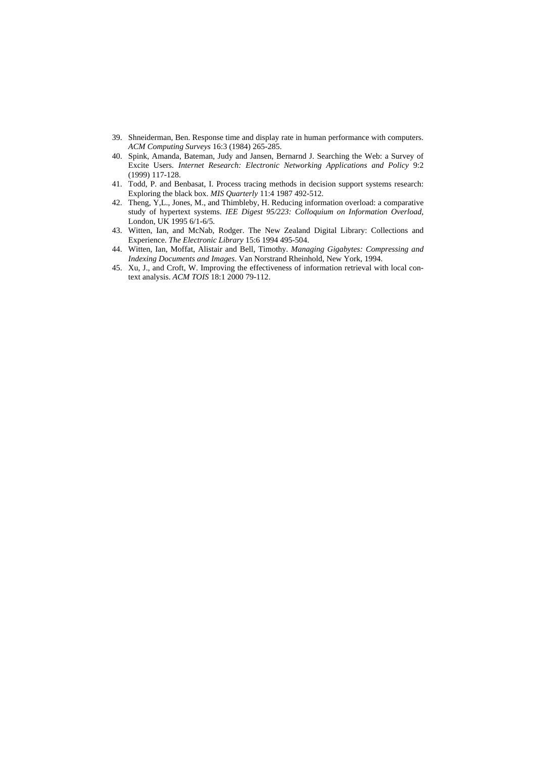39. Shneiderman, Ben. Response time and display rate in human performance with computers. *ACM Computing Surveys* 16:3 (1984) 265-285.
40. Spink, Amanda, Bateman, Judy and Jansen, Bernarnd J. Searching the Web: a Survey of Excite Users. *Internet Research: Electronic Networking Applications and Policy* 9:2 (1999) 117-128.
41. Todd, P. and Benbasat, I. Process tracing methods in decision support systems research: Exploring the black box. *MIS Quarterly* 11:4 1987 492-512.
42. Theng, Y,L., Jones, M., and Thimbleby, H. Reducing information overload: a comparative study of hypertext systems. *IEE Digest 95/223: Colloquium on Information Overload*, London, UK 1995 6/1-6/5.
43. Witten, Ian, and McNab, Rodger. The New Zealand Digital Library: Collections and Experience. *The Electronic Library* 15:6 1994 495-504.
44. Witten, Ian, Moffat, Alistair and Bell, Timothy. *Managing Gigabytes: Compressing and Indexing Documents and Images*. Van Norstrand Rheinhold, New York, 1994.
45. Xu, J., and Croft, W. Improving the effectiveness of information retrieval with local context analysis. *ACM TOIS* 18:1 2000 79-112.